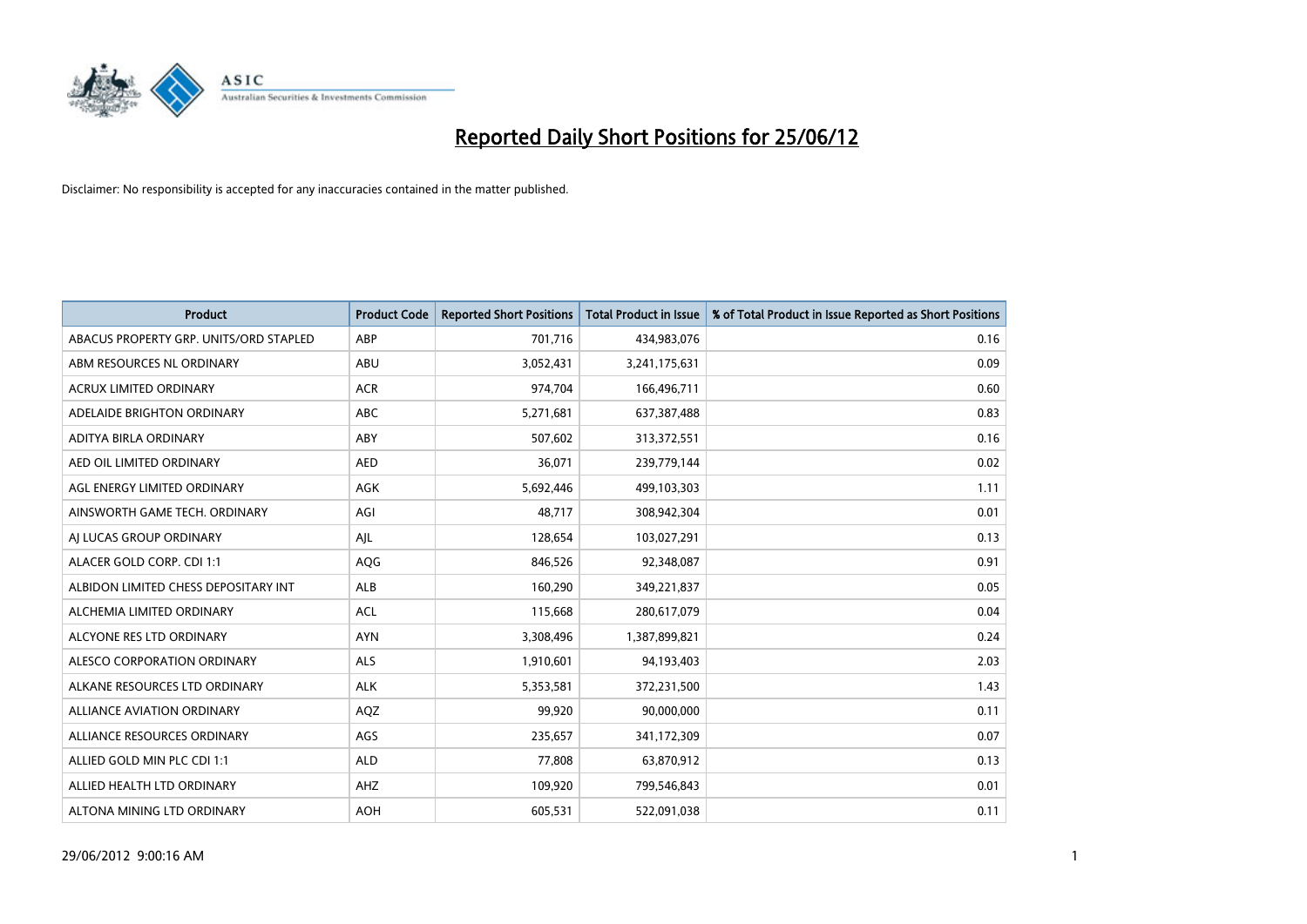# Reported Daily Short Positions for 25/06/12

Disclaimer: No responsibility is accepted for any inaccuracies contained in the matter published.

| Product | Product Code | Reported Short Positions | Total Product in Issue | % of Total Product in Issue Reported as Short Positions |
|---|---|---|---|---|
| ABACUS PROPERTY GRP. UNITS/ORD STAPLED | ABP | 701,716 | 434,983,076 | 0.16 |
| ABM RESOURCES NL ORDINARY | ABU | 3,052,431 | 3,241,175,631 | 0.09 |
| ACRUX LIMITED ORDINARY | ACR | 974,704 | 166,496,711 | 0.60 |
| ADELAIDE BRIGHTON ORDINARY | ABC | 5,271,681 | 637,387,488 | 0.83 |
| ADITYA BIRLA ORDINARY | ABY | 507,602 | 313,372,551 | 0.16 |
| AED OIL LIMITED ORDINARY | AED | 36,071 | 239,779,144 | 0.02 |
| AGL ENERGY LIMITED ORDINARY | AGK | 5,692,446 | 499,103,303 | 1.11 |
| AINSWORTH GAME TECH. ORDINARY | AGI | 48,717 | 308,942,304 | 0.01 |
| AJ LUCAS GROUP ORDINARY | AJL | 128,654 | 103,027,291 | 0.13 |
| ALACER GOLD CORP. CDI 1:1 | AQG | 846,526 | 92,348,087 | 0.91 |
| ALBIDON LIMITED CHESS DEPOSITARY INT | ALB | 160,290 | 349,221,837 | 0.05 |
| ALCHEMIA LIMITED ORDINARY | ACL | 115,668 | 280,617,079 | 0.04 |
| ALCYONE RES LTD ORDINARY | AYN | 3,308,496 | 1,387,899,821 | 0.24 |
| ALESCO CORPORATION ORDINARY | ALS | 1,910,601 | 94,193,403 | 2.03 |
| ALKANE RESOURCES LTD ORDINARY | ALK | 5,353,581 | 372,231,500 | 1.43 |
| ALLIANCE AVIATION ORDINARY | AQZ | 99,920 | 90,000,000 | 0.11 |
| ALLIANCE RESOURCES ORDINARY | AGS | 235,657 | 341,172,309 | 0.07 |
| ALLIED GOLD MIN PLC CDI 1:1 | ALD | 77,808 | 63,870,912 | 0.13 |
| ALLIED HEALTH LTD ORDINARY | AHZ | 109,920 | 799,546,843 | 0.01 |
| ALTONA MINING LTD ORDINARY | AOH | 605,531 | 522,091,038 | 0.11 |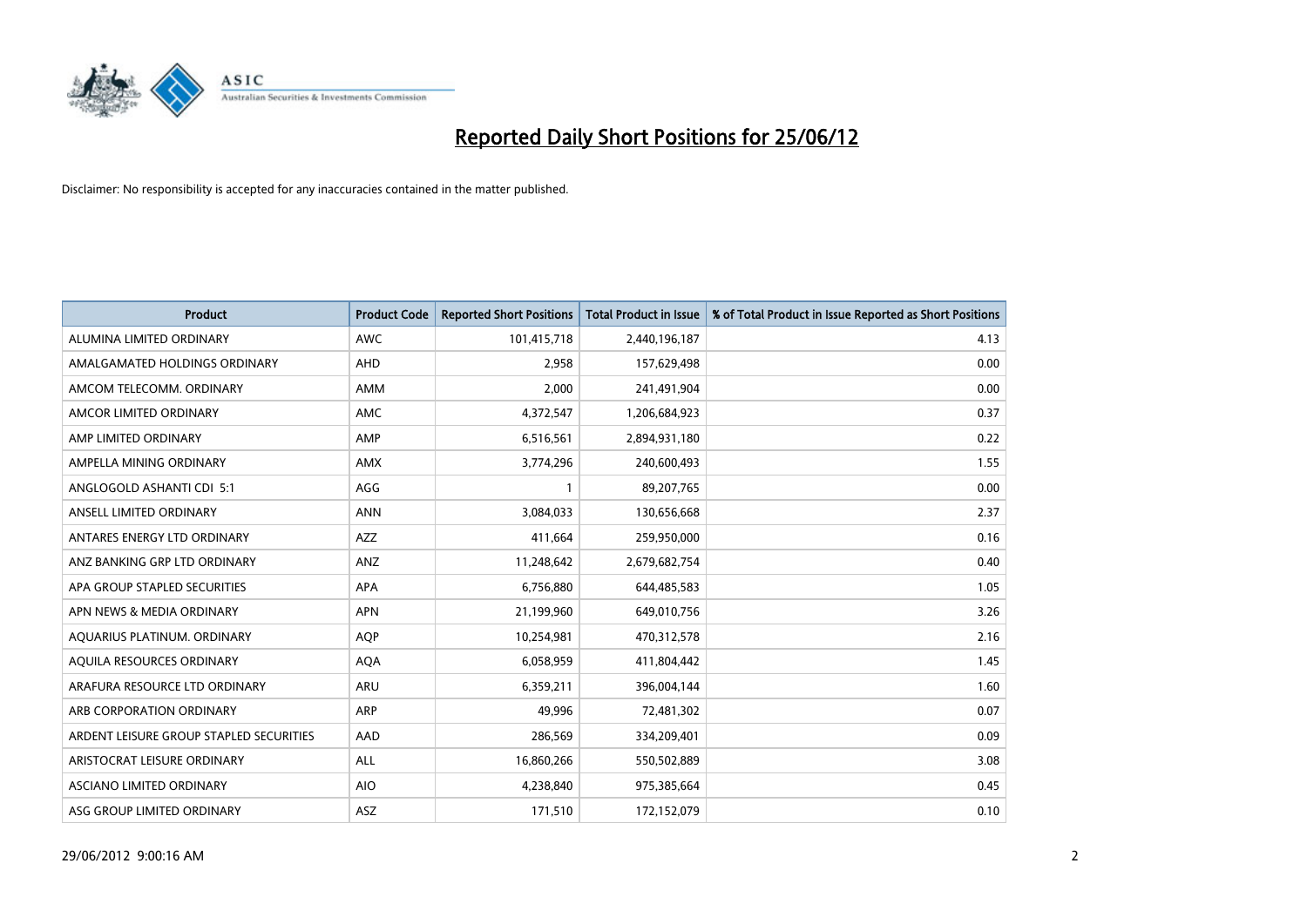# Reported Daily Short Positions for 25/06/12

Disclaimer: No responsibility is accepted for any inaccuracies contained in the matter published.

| Product | Product Code | Reported Short Positions | Total Product in Issue | % of Total Product in Issue Reported as Short Positions |
|---|---|---|---|---|
| ALUMINA LIMITED ORDINARY | AWC | 101,415,718 | 2,440,196,187 | 4.13 |
| AMALGAMATED HOLDINGS ORDINARY | AHD | 2,958 | 157,629,498 | 0.00 |
| AMCOM TELECOMM. ORDINARY | AMM | 2,000 | 241,491,904 | 0.00 |
| AMCOR LIMITED ORDINARY | AMC | 4,372,547 | 1,206,684,923 | 0.37 |
| AMP LIMITED ORDINARY | AMP | 6,516,561 | 2,894,931,180 | 0.22 |
| AMPELLA MINING ORDINARY | AMX | 3,774,296 | 240,600,493 | 1.55 |
| ANGLOGOLD ASHANTI CDI 5:1 | AGG | 1 | 89,207,765 | 0.00 |
| ANSELL LIMITED ORDINARY | ANN | 3,084,033 | 130,656,668 | 2.37 |
| ANTARES ENERGY LTD ORDINARY | AZZ | 411,664 | 259,950,000 | 0.16 |
| ANZ BANKING GRP LTD ORDINARY | ANZ | 11,248,642 | 2,679,682,754 | 0.40 |
| APA GROUP STAPLED SECURITIES | APA | 6,756,880 | 644,485,583 | 1.05 |
| APN NEWS & MEDIA ORDINARY | APN | 21,199,960 | 649,010,756 | 3.26 |
| AQUARIUS PLATINUM. ORDINARY | AQP | 10,254,981 | 470,312,578 | 2.16 |
| AQUILA RESOURCES ORDINARY | AQA | 6,058,959 | 411,804,442 | 1.45 |
| ARAFURA RESOURCE LTD ORDINARY | ARU | 6,359,211 | 396,004,144 | 1.60 |
| ARB CORPORATION ORDINARY | ARP | 49,996 | 72,481,302 | 0.07 |
| ARDENT LEISURE GROUP STAPLED SECURITIES | AAD | 286,569 | 334,209,401 | 0.09 |
| ARISTOCRAT LEISURE ORDINARY | ALL | 16,860,266 | 550,502,889 | 3.08 |
| ASCIANO LIMITED ORDINARY | AIO | 4,238,840 | 975,385,664 | 0.45 |
| ASG GROUP LIMITED ORDINARY | ASZ | 171,510 | 172,152,079 | 0.10 |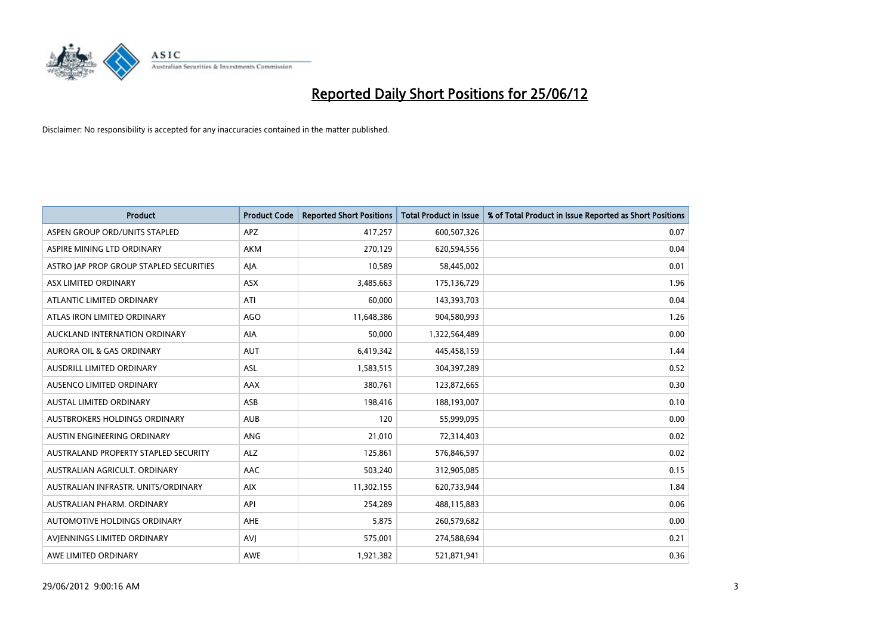# Reported Daily Short Positions for 25/06/12

Disclaimer: No responsibility is accepted for any inaccuracies contained in the matter published.

| Product | Product Code | Reported Short Positions | Total Product in Issue | % of Total Product in Issue Reported as Short Positions |
|---|---|---|---|---|
| ASPEN GROUP ORD/UNITS STAPLED | APZ | 417,257 | 600,507,326 | 0.07 |
| ASPIRE MINING LTD ORDINARY | AKM | 270,129 | 620,594,556 | 0.04 |
| ASTRO JAP PROP GROUP STAPLED SECURITIES | AJA | 10,589 | 58,445,002 | 0.01 |
| ASX LIMITED ORDINARY | ASX | 3,485,663 | 175,136,729 | 1.96 |
| ATLANTIC LIMITED ORDINARY | ATI | 60,000 | 143,393,703 | 0.04 |
| ATLAS IRON LIMITED ORDINARY | AGO | 11,648,386 | 904,580,993 | 1.26 |
| AUCKLAND INTERNATION ORDINARY | AIA | 50,000 | 1,322,564,489 | 0.00 |
| AURORA OIL & GAS ORDINARY | AUT | 6,419,342 | 445,458,159 | 1.44 |
| AUSDRILL LIMITED ORDINARY | ASL | 1,583,515 | 304,397,289 | 0.52 |
| AUSENCO LIMITED ORDINARY | AAX | 380,761 | 123,872,665 | 0.30 |
| AUSTAL LIMITED ORDINARY | ASB | 198,416 | 188,193,007 | 0.10 |
| AUSTBROKERS HOLDINGS ORDINARY | AUB | 120 | 55,999,095 | 0.00 |
| AUSTIN ENGINEERING ORDINARY | ANG | 21,010 | 72,314,403 | 0.02 |
| AUSTRALAND PROPERTY STAPLED SECURITY | ALZ | 125,861 | 576,846,597 | 0.02 |
| AUSTRALIAN AGRICULT. ORDINARY | AAC | 503,240 | 312,905,085 | 0.15 |
| AUSTRALIAN INFRASTR. UNITS/ORDINARY | AIX | 11,302,155 | 620,733,944 | 1.84 |
| AUSTRALIAN PHARM. ORDINARY | API | 254,289 | 488,115,883 | 0.06 |
| AUTOMOTIVE HOLDINGS ORDINARY | AHE | 5,875 | 260,579,682 | 0.00 |
| AVJENNINGS LIMITED ORDINARY | AVJ | 575,001 | 274,588,694 | 0.21 |
| AWE LIMITED ORDINARY | AWE | 1,921,382 | 521,871,941 | 0.36 |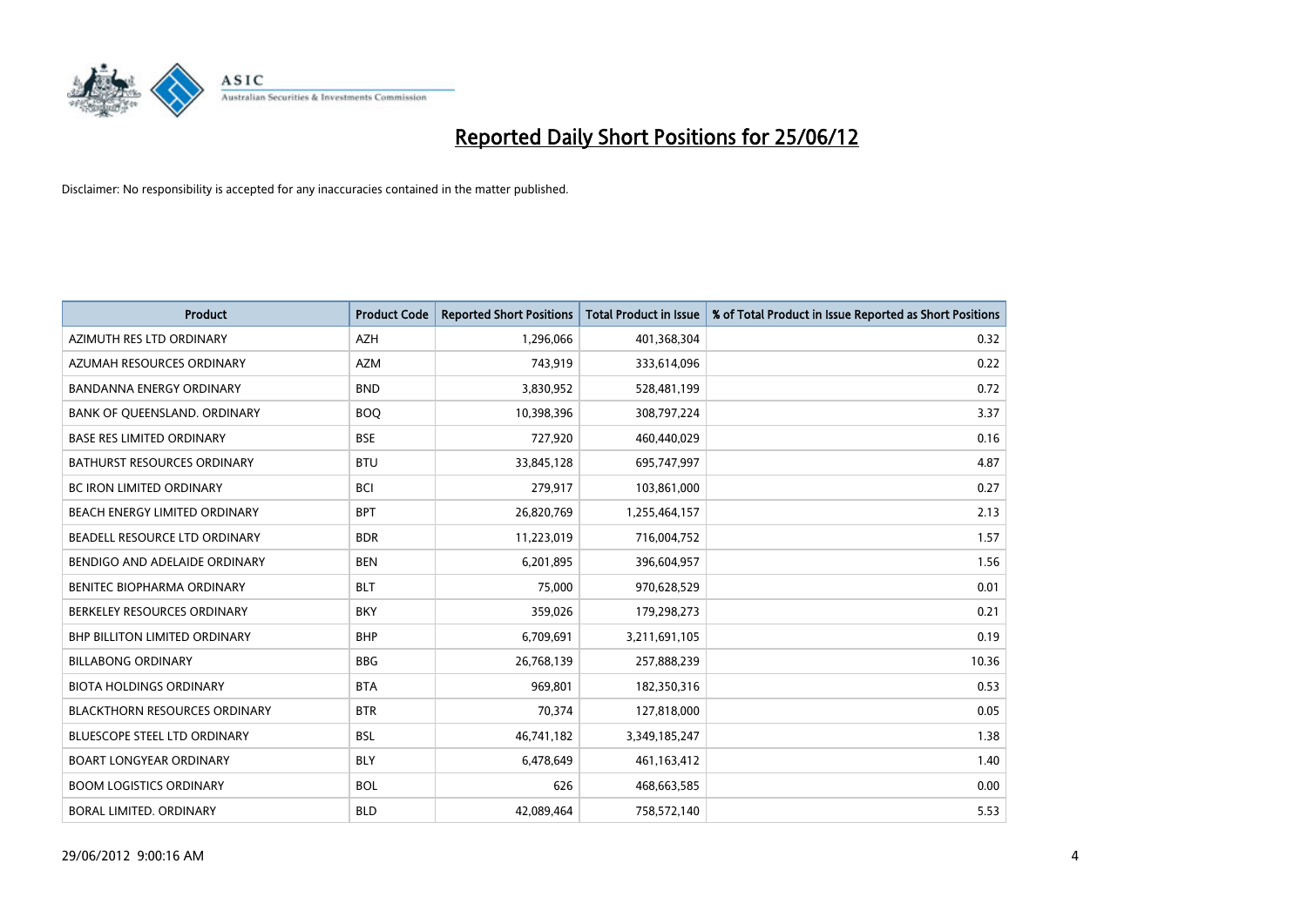# Reported Daily Short Positions for 25/06/12

Disclaimer: No responsibility is accepted for any inaccuracies contained in the matter published.

| Product | Product Code | Reported Short Positions | Total Product in Issue | % of Total Product in Issue Reported as Short Positions |
|---|---|---|---|---|
| AZIMUTH RES LTD ORDINARY | AZH | 1,296,066 | 401,368,304 | 0.32 |
| AZUMAH RESOURCES ORDINARY | AZM | 743,919 | 333,614,096 | 0.22 |
| BANDANNA ENERGY ORDINARY | BND | 3,830,952 | 528,481,199 | 0.72 |
| BANK OF QUEENSLAND. ORDINARY | BOQ | 10,398,396 | 308,797,224 | 3.37 |
| BASE RES LIMITED ORDINARY | BSE | 727,920 | 460,440,029 | 0.16 |
| BATHURST RESOURCES ORDINARY | BTU | 33,845,128 | 695,747,997 | 4.87 |
| BC IRON LIMITED ORDINARY | BCI | 279,917 | 103,861,000 | 0.27 |
| BEACH ENERGY LIMITED ORDINARY | BPT | 26,820,769 | 1,255,464,157 | 2.13 |
| BEADELL RESOURCE LTD ORDINARY | BDR | 11,223,019 | 716,004,752 | 1.57 |
| BENDIGO AND ADELAIDE ORDINARY | BEN | 6,201,895 | 396,604,957 | 1.56 |
| BENITEC BIOPHARMA ORDINARY | BLT | 75,000 | 970,628,529 | 0.01 |
| BERKELEY RESOURCES ORDINARY | BKY | 359,026 | 179,298,273 | 0.21 |
| BHP BILLITON LIMITED ORDINARY | BHP | 6,709,691 | 3,211,691,105 | 0.19 |
| BILLABONG ORDINARY | BBG | 26,768,139 | 257,888,239 | 10.36 |
| BIOTA HOLDINGS ORDINARY | BTA | 969,801 | 182,350,316 | 0.53 |
| BLACKTHORN RESOURCES ORDINARY | BTR | 70,374 | 127,818,000 | 0.05 |
| BLUESCOPE STEEL LTD ORDINARY | BSL | 46,741,182 | 3,349,185,247 | 1.38 |
| BOART LONGYEAR ORDINARY | BLY | 6,478,649 | 461,163,412 | 1.40 |
| BOOM LOGISTICS ORDINARY | BOL | 626 | 468,663,585 | 0.00 |
| BORAL LIMITED. ORDINARY | BLD | 42,089,464 | 758,572,140 | 5.53 |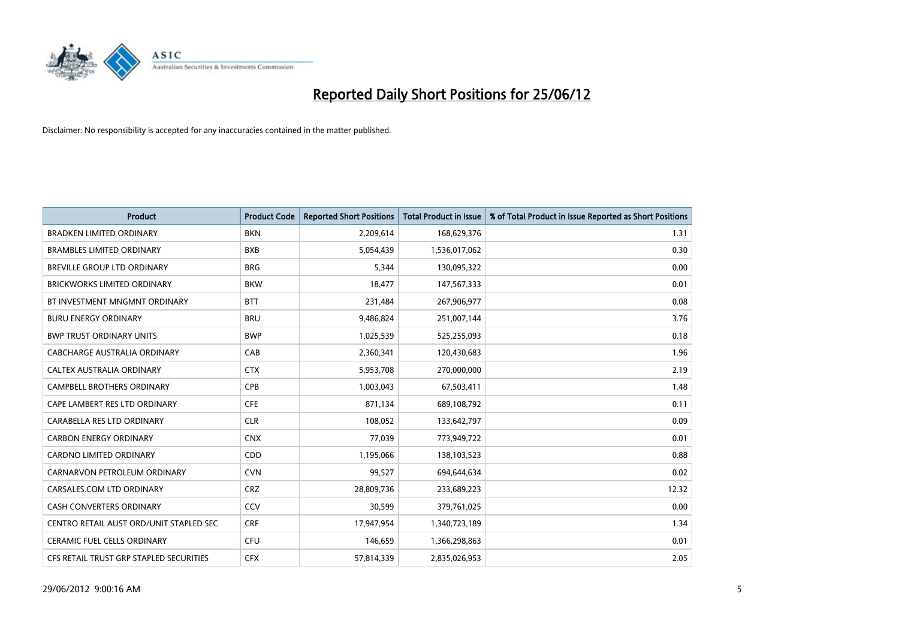# Reported Daily Short Positions for 25/06/12

Disclaimer: No responsibility is accepted for any inaccuracies contained in the matter published.

| Product | Product Code | Reported Short Positions | Total Product in Issue | % of Total Product in Issue Reported as Short Positions |
|---|---|---|---|---|
| BRADKEN LIMITED ORDINARY | BKN | 2,209,614 | 168,629,376 | 1.31 |
| BRAMBLES LIMITED ORDINARY | BXB | 5,054,439 | 1,536,017,062 | 0.30 |
| BREVILLE GROUP LTD ORDINARY | BRG | 5,344 | 130,095,322 | 0.00 |
| BRICKWORKS LIMITED ORDINARY | BKW | 18,477 | 147,567,333 | 0.01 |
| BT INVESTMENT MNGMNT ORDINARY | BTT | 231,484 | 267,906,977 | 0.08 |
| BURU ENERGY ORDINARY | BRU | 9,486,824 | 251,007,144 | 3.76 |
| BWP TRUST ORDINARY UNITS | BWP | 1,025,539 | 525,255,093 | 0.18 |
| CABCHARGE AUSTRALIA ORDINARY | CAB | 2,360,341 | 120,430,683 | 1.96 |
| CALTEX AUSTRALIA ORDINARY | CTX | 5,953,708 | 270,000,000 | 2.19 |
| CAMPBELL BROTHERS ORDINARY | CPB | 1,003,043 | 67,503,411 | 1.48 |
| CAPE LAMBERT RES LTD ORDINARY | CFE | 871,134 | 689,108,792 | 0.11 |
| CARABELLA RES LTD ORDINARY | CLR | 108,052 | 133,642,797 | 0.09 |
| CARBON ENERGY ORDINARY | CNX | 77,039 | 773,949,722 | 0.01 |
| CARDNO LIMITED ORDINARY | CDD | 1,195,066 | 138,103,523 | 0.88 |
| CARNARVON PETROLEUM ORDINARY | CVN | 99,527 | 694,644,634 | 0.02 |
| CARSALES.COM LTD ORDINARY | CRZ | 28,809,736 | 233,689,223 | 12.32 |
| CASH CONVERTERS ORDINARY | CCV | 30,599 | 379,761,025 | 0.00 |
| CENTRO RETAIL AUST ORD/UNIT STAPLED SEC | CRF | 17,947,954 | 1,340,723,189 | 1.34 |
| CERAMIC FUEL CELLS ORDINARY | CFU | 146,659 | 1,366,298,863 | 0.01 |
| CFS RETAIL TRUST GRP STAPLED SECURITIES | CFX | 57,814,339 | 2,835,026,953 | 2.05 |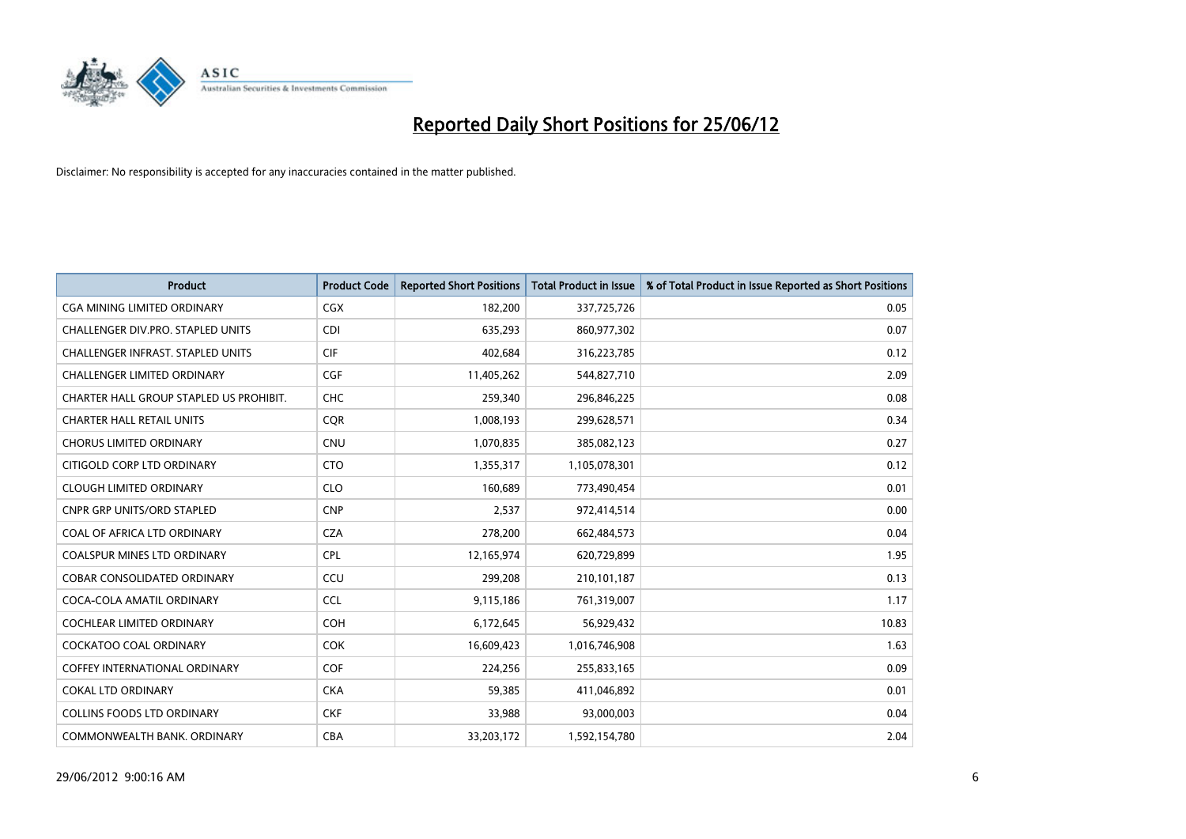# Reported Daily Short Positions for 25/06/12

Disclaimer: No responsibility is accepted for any inaccuracies contained in the matter published.

| Product | Product Code | Reported Short Positions | Total Product in Issue | % of Total Product in Issue Reported as Short Positions |
|---|---|---|---|---|
| CGA MINING LIMITED ORDINARY | CGX | 182,200 | 337,725,726 | 0.05 |
| CHALLENGER DIV.PRO. STAPLED UNITS | CDI | 635,293 | 860,977,302 | 0.07 |
| CHALLENGER INFRAST. STAPLED UNITS | CIF | 402,684 | 316,223,785 | 0.12 |
| CHALLENGER LIMITED ORDINARY | CGF | 11,405,262 | 544,827,710 | 2.09 |
| CHARTER HALL GROUP STAPLED US PROHIBIT. | CHC | 259,340 | 296,846,225 | 0.08 |
| CHARTER HALL RETAIL UNITS | CQR | 1,008,193 | 299,628,571 | 0.34 |
| CHORUS LIMITED ORDINARY | CNU | 1,070,835 | 385,082,123 | 0.27 |
| CITIGOLD CORP LTD ORDINARY | CTO | 1,355,317 | 1,105,078,301 | 0.12 |
| CLOUGH LIMITED ORDINARY | CLO | 160,689 | 773,490,454 | 0.01 |
| CNPR GRP UNITS/ORD STAPLED | CNP | 2,537 | 972,414,514 | 0.00 |
| COAL OF AFRICA LTD ORDINARY | CZA | 278,200 | 662,484,573 | 0.04 |
| COALSPUR MINES LTD ORDINARY | CPL | 12,165,974 | 620,729,899 | 1.95 |
| COBAR CONSOLIDATED ORDINARY | CCU | 299,208 | 210,101,187 | 0.13 |
| COCA-COLA AMATIL ORDINARY | CCL | 9,115,186 | 761,319,007 | 1.17 |
| COCHLEAR LIMITED ORDINARY | COH | 6,172,645 | 56,929,432 | 10.83 |
| COCKATOO COAL ORDINARY | COK | 16,609,423 | 1,016,746,908 | 1.63 |
| COFFEY INTERNATIONAL ORDINARY | COF | 224,256 | 255,833,165 | 0.09 |
| COKAL LTD ORDINARY | CKA | 59,385 | 411,046,892 | 0.01 |
| COLLINS FOODS LTD ORDINARY | CKF | 33,988 | 93,000,003 | 0.04 |
| COMMONWEALTH BANK. ORDINARY | CBA | 33,203,172 | 1,592,154,780 | 2.04 |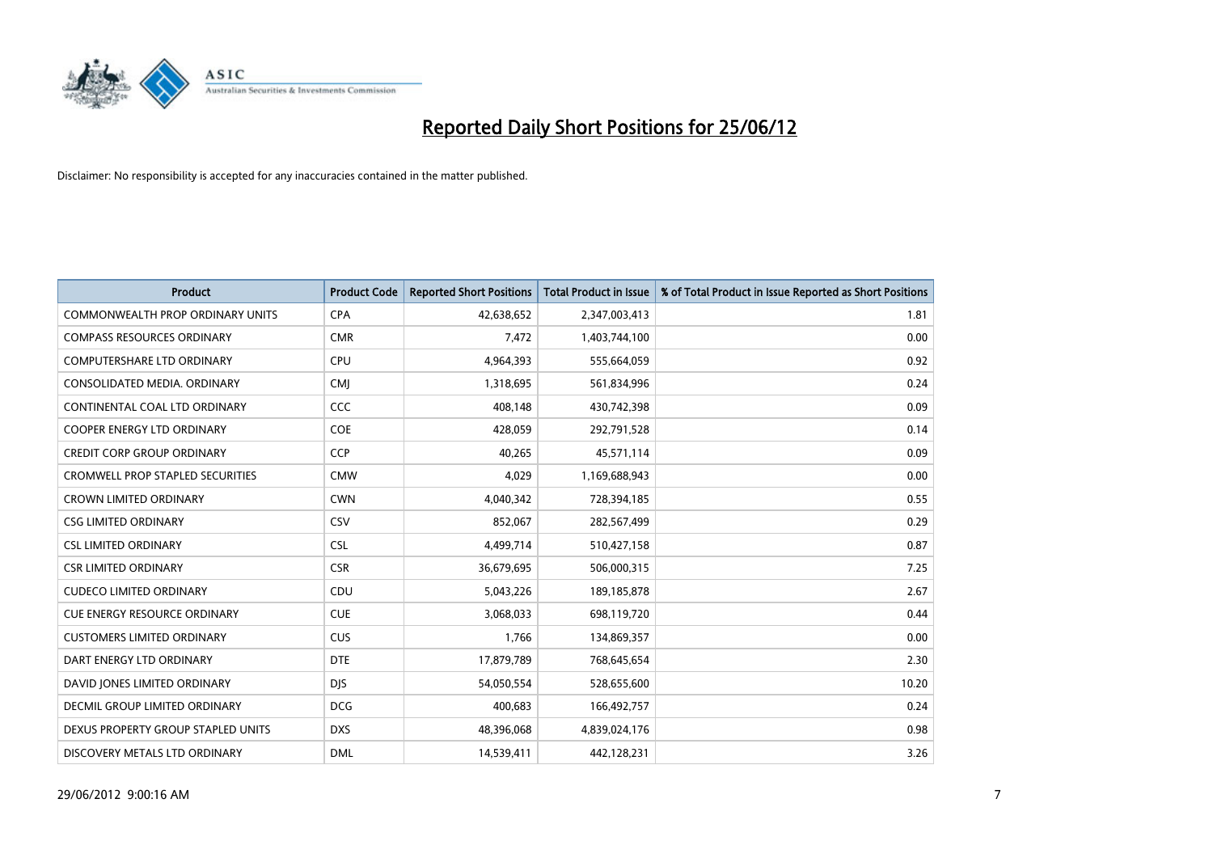# Reported Daily Short Positions for 25/06/12

Disclaimer: No responsibility is accepted for any inaccuracies contained in the matter published.

| Product | Product Code | Reported Short Positions | Total Product in Issue | % of Total Product in Issue Reported as Short Positions |
| --- | --- | --- | --- | --- |
| COMMONWEALTH PROP ORDINARY UNITS | CPA | 42,638,652 | 2,347,003,413 | 1.81 |
| COMPASS RESOURCES ORDINARY | CMR | 7,472 | 1,403,744,100 | 0.00 |
| COMPUTERSHARE LTD ORDINARY | CPU | 4,964,393 | 555,664,059 | 0.92 |
| CONSOLIDATED MEDIA. ORDINARY | CMJ | 1,318,695 | 561,834,996 | 0.24 |
| CONTINENTAL COAL LTD ORDINARY | CCC | 408,148 | 430,742,398 | 0.09 |
| COOPER ENERGY LTD ORDINARY | COE | 428,059 | 292,791,528 | 0.14 |
| CREDIT CORP GROUP ORDINARY | CCP | 40,265 | 45,571,114 | 0.09 |
| CROMWELL PROP STAPLED SECURITIES | CMW | 4,029 | 1,169,688,943 | 0.00 |
| CROWN LIMITED ORDINARY | CWN | 4,040,342 | 728,394,185 | 0.55 |
| CSG LIMITED ORDINARY | CSV | 852,067 | 282,567,499 | 0.29 |
| CSL LIMITED ORDINARY | CSL | 4,499,714 | 510,427,158 | 0.87 |
| CSR LIMITED ORDINARY | CSR | 36,679,695 | 506,000,315 | 7.25 |
| CUDECO LIMITED ORDINARY | CDU | 5,043,226 | 189,185,878 | 2.67 |
| CUE ENERGY RESOURCE ORDINARY | CUE | 3,068,033 | 698,119,720 | 0.44 |
| CUSTOMERS LIMITED ORDINARY | CUS | 1,766 | 134,869,357 | 0.00 |
| DART ENERGY LTD ORDINARY | DTE | 17,879,789 | 768,645,654 | 2.30 |
| DAVID JONES LIMITED ORDINARY | DJS | 54,050,554 | 528,655,600 | 10.20 |
| DECMIL GROUP LIMITED ORDINARY | DCG | 400,683 | 166,492,757 | 0.24 |
| DEXUS PROPERTY GROUP STAPLED UNITS | DXS | 48,396,068 | 4,839,024,176 | 0.98 |
| DISCOVERY METALS LTD ORDINARY | DML | 14,539,411 | 442,128,231 | 3.26 |

29/06/2012 9:00:16 AM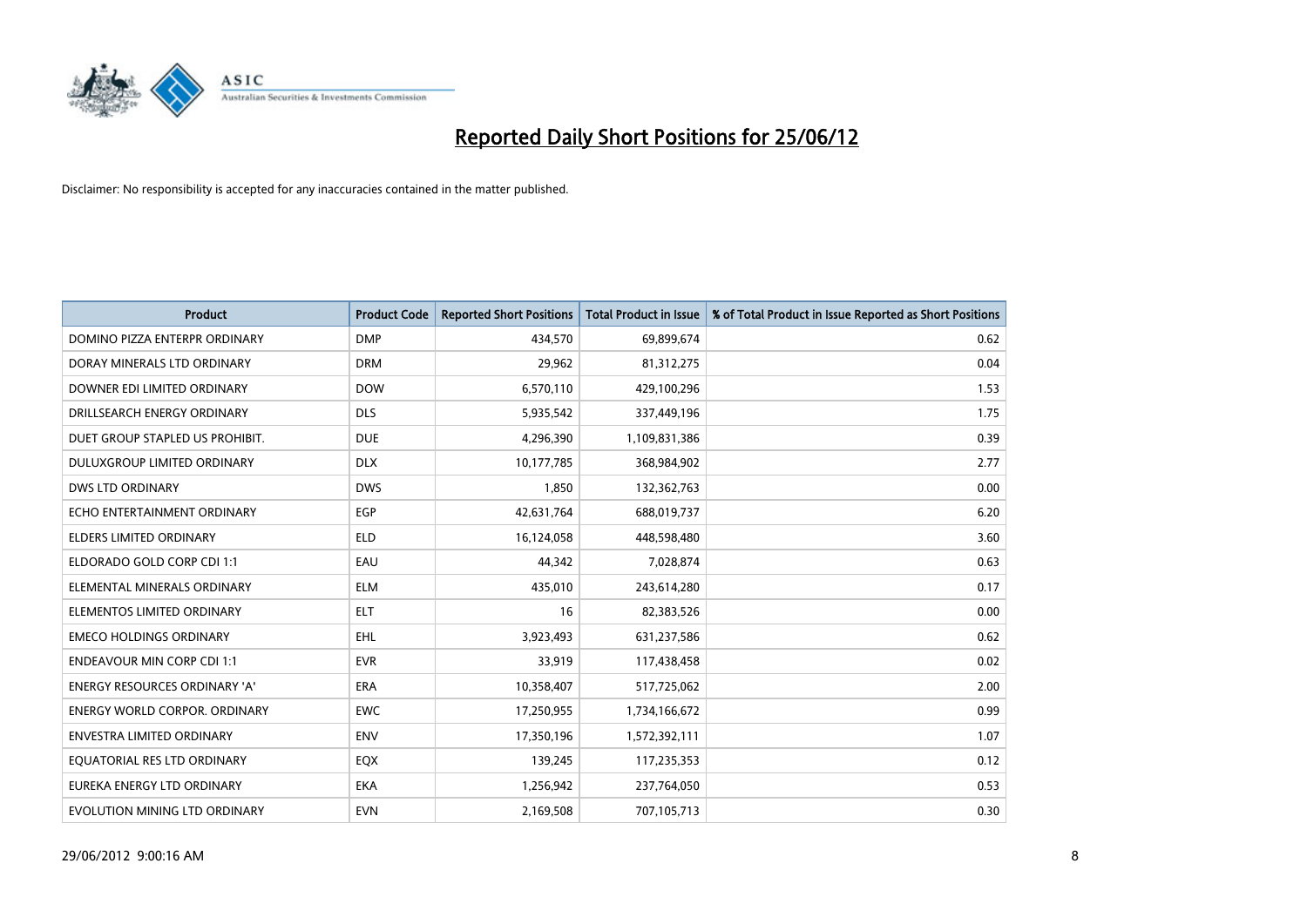# Reported Daily Short Positions for 25/06/12

Disclaimer: No responsibility is accepted for any inaccuracies contained in the matter published.

| Product | Product Code | Reported Short Positions | Total Product in Issue | % of Total Product in Issue Reported as Short Positions |
|---|---|---|---|---|
| DOMINO PIZZA ENTERPR ORDINARY | DMP | 434,570 | 69,899,674 | 0.62 |
| DORAY MINERALS LTD ORDINARY | DRM | 29,962 | 81,312,275 | 0.04 |
| DOWNER EDI LIMITED ORDINARY | DOW | 6,570,110 | 429,100,296 | 1.53 |
| DRILLSEARCH ENERGY ORDINARY | DLS | 5,935,542 | 337,449,196 | 1.75 |
| DUET GROUP STAPLED US PROHIBIT. | DUE | 4,296,390 | 1,109,831,386 | 0.39 |
| DULUXGROUP LIMITED ORDINARY | DLX | 10,177,785 | 368,984,902 | 2.77 |
| DWS LTD ORDINARY | DWS | 1,850 | 132,362,763 | 0.00 |
| ECHO ENTERTAINMENT ORDINARY | EGP | 42,631,764 | 688,019,737 | 6.20 |
| ELDERS LIMITED ORDINARY | ELD | 16,124,058 | 448,598,480 | 3.60 |
| ELDORADO GOLD CORP CDI 1:1 | EAU | 44,342 | 7,028,874 | 0.63 |
| ELEMENTAL MINERALS ORDINARY | ELM | 435,010 | 243,614,280 | 0.17 |
| ELEMENTOS LIMITED ORDINARY | ELT | 16 | 82,383,526 | 0.00 |
| EMECO HOLDINGS ORDINARY | EHL | 3,923,493 | 631,237,586 | 0.62 |
| ENDEAVOUR MIN CORP CDI 1:1 | EVR | 33,919 | 117,438,458 | 0.02 |
| ENERGY RESOURCES ORDINARY 'A' | ERA | 10,358,407 | 517,725,062 | 2.00 |
| ENERGY WORLD CORPOR. ORDINARY | EWC | 17,250,955 | 1,734,166,672 | 0.99 |
| ENVESTRA LIMITED ORDINARY | ENV | 17,350,196 | 1,572,392,111 | 1.07 |
| EQUATORIAL RES LTD ORDINARY | EQX | 139,245 | 117,235,353 | 0.12 |
| EUREKA ENERGY LTD ORDINARY | EKA | 1,256,942 | 237,764,050 | 0.53 |
| EVOLUTION MINING LTD ORDINARY | EVN | 2,169,508 | 707,105,713 | 0.30 |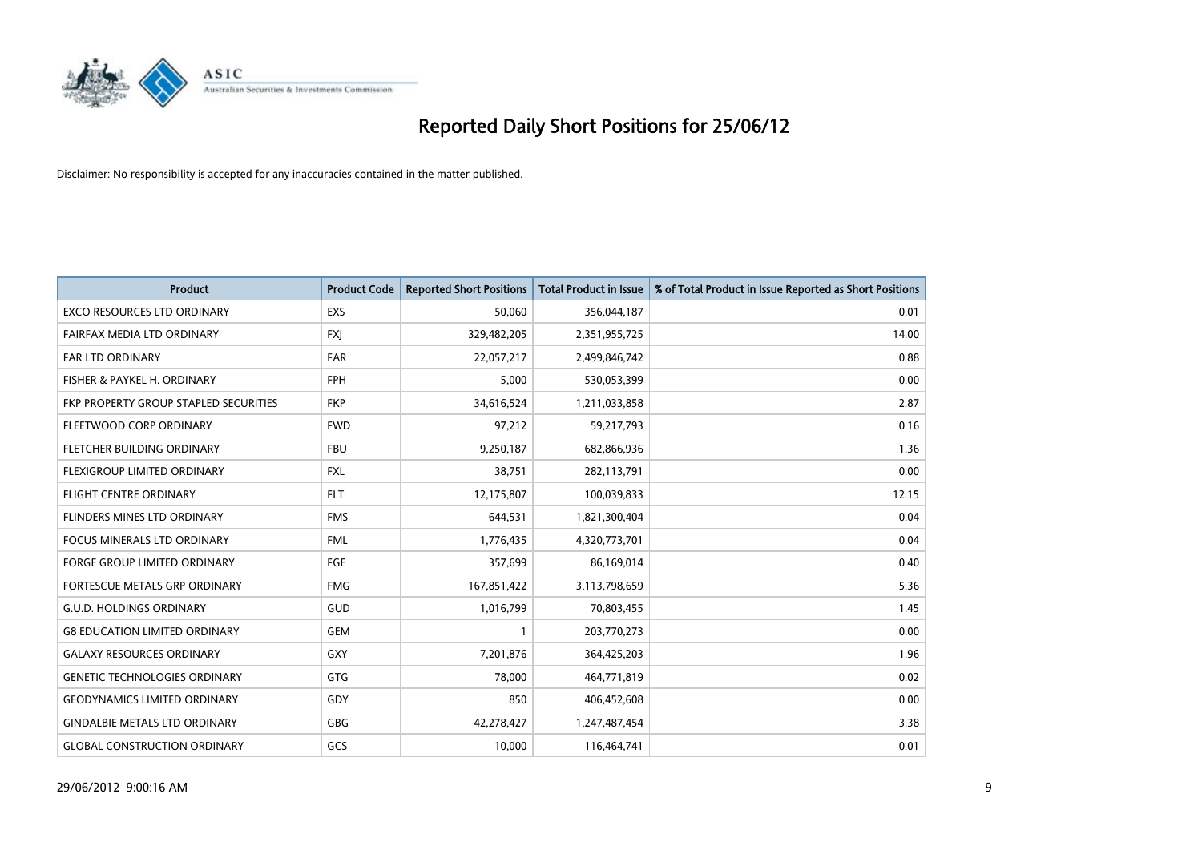# Reported Daily Short Positions for 25/06/12

Disclaimer: No responsibility is accepted for any inaccuracies contained in the matter published.

| Product | Product Code | Reported Short Positions | Total Product in Issue | % of Total Product in Issue Reported as Short Positions |
|---|---|---|---|---|
| EXCO RESOURCES LTD ORDINARY | EXS | 50,060 | 356,044,187 | 0.01 |
| FAIRFAX MEDIA LTD ORDINARY | FXJ | 329,482,205 | 2,351,955,725 | 14.00 |
| FAR LTD ORDINARY | FAR | 22,057,217 | 2,499,846,742 | 0.88 |
| FISHER & PAYKEL H. ORDINARY | FPH | 5,000 | 530,053,399 | 0.00 |
| FKP PROPERTY GROUP STAPLED SECURITIES | FKP | 34,616,524 | 1,211,033,858 | 2.87 |
| FLEETWOOD CORP ORDINARY | FWD | 97,212 | 59,217,793 | 0.16 |
| FLETCHER BUILDING ORDINARY | FBU | 9,250,187 | 682,866,936 | 1.36 |
| FLEXIGROUP LIMITED ORDINARY | FXL | 38,751 | 282,113,791 | 0.00 |
| FLIGHT CENTRE ORDINARY | FLT | 12,175,807 | 100,039,833 | 12.15 |
| FLINDERS MINES LTD ORDINARY | FMS | 644,531 | 1,821,300,404 | 0.04 |
| FOCUS MINERALS LTD ORDINARY | FML | 1,776,435 | 4,320,773,701 | 0.04 |
| FORGE GROUP LIMITED ORDINARY | FGE | 357,699 | 86,169,014 | 0.40 |
| FORTESCUE METALS GRP ORDINARY | FMG | 167,851,422 | 3,113,798,659 | 5.36 |
| G.U.D. HOLDINGS ORDINARY | GUD | 1,016,799 | 70,803,455 | 1.45 |
| G8 EDUCATION LIMITED ORDINARY | GEM | 1 | 203,770,273 | 0.00 |
| GALAXY RESOURCES ORDINARY | GXY | 7,201,876 | 364,425,203 | 1.96 |
| GENETIC TECHNOLOGIES ORDINARY | GTG | 78,000 | 464,771,819 | 0.02 |
| GEODYNAMICS LIMITED ORDINARY | GDY | 850 | 406,452,608 | 0.00 |
| GINDALBIE METALS LTD ORDINARY | GBG | 42,278,427 | 1,247,487,454 | 3.38 |
| GLOBAL CONSTRUCTION ORDINARY | GCS | 10,000 | 116,464,741 | 0.01 |

29/06/2012 9:00:16 AM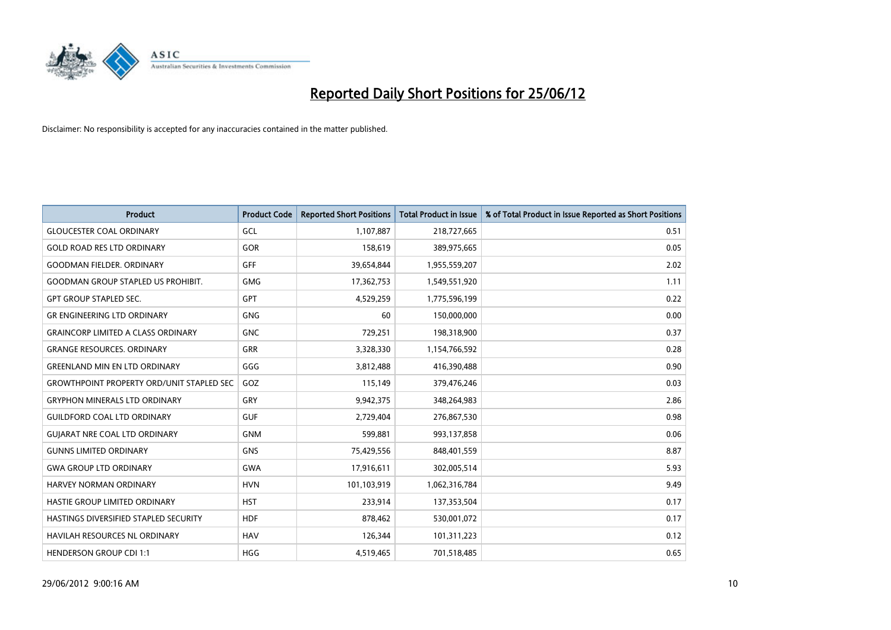# Reported Daily Short Positions for 25/06/12

Disclaimer: No responsibility is accepted for any inaccuracies contained in the matter published.

| Product | Product Code | Reported Short Positions | Total Product in Issue | % of Total Product in Issue Reported as Short Positions |
|---|---|---|---|---|
| GLOUCESTER COAL ORDINARY | GCL | 1,107,887 | 218,727,665 | 0.51 |
| GOLD ROAD RES LTD ORDINARY | GOR | 158,619 | 389,975,665 | 0.05 |
| GOODMAN FIELDER. ORDINARY | GFF | 39,654,844 | 1,955,559,207 | 2.02 |
| GOODMAN GROUP STAPLED US PROHIBIT. | GMG | 17,362,753 | 1,549,551,920 | 1.11 |
| GPT GROUP STAPLED SEC. | GPT | 4,529,259 | 1,775,596,199 | 0.22 |
| GR ENGINEERING LTD ORDINARY | GNG | 60 | 150,000,000 | 0.00 |
| GRAINCORP LIMITED A CLASS ORDINARY | GNC | 729,251 | 198,318,900 | 0.37 |
| GRANGE RESOURCES. ORDINARY | GRR | 3,328,330 | 1,154,766,592 | 0.28 |
| GREENLAND MIN EN LTD ORDINARY | GGG | 3,812,488 | 416,390,488 | 0.90 |
| GROWTHPOINT PROPERTY ORD/UNIT STAPLED SEC | GOZ | 115,149 | 379,476,246 | 0.03 |
| GRYPHON MINERALS LTD ORDINARY | GRY | 9,942,375 | 348,264,983 | 2.86 |
| GUILDFORD COAL LTD ORDINARY | GUF | 2,729,404 | 276,867,530 | 0.98 |
| GUJARAT NRE COAL LTD ORDINARY | GNM | 599,881 | 993,137,858 | 0.06 |
| GUNNS LIMITED ORDINARY | GNS | 75,429,556 | 848,401,559 | 8.87 |
| GWA GROUP LTD ORDINARY | GWA | 17,916,611 | 302,005,514 | 5.93 |
| HARVEY NORMAN ORDINARY | HVN | 101,103,919 | 1,062,316,784 | 9.49 |
| HASTIE GROUP LIMITED ORDINARY | HST | 233,914 | 137,353,504 | 0.17 |
| HASTINGS DIVERSIFIED STAPLED SECURITY | HDF | 878,462 | 530,001,072 | 0.17 |
| HAVILAH RESOURCES NL ORDINARY | HAV | 126,344 | 101,311,223 | 0.12 |
| HENDERSON GROUP CDI 1:1 | HGG | 4,519,465 | 701,518,485 | 0.65 |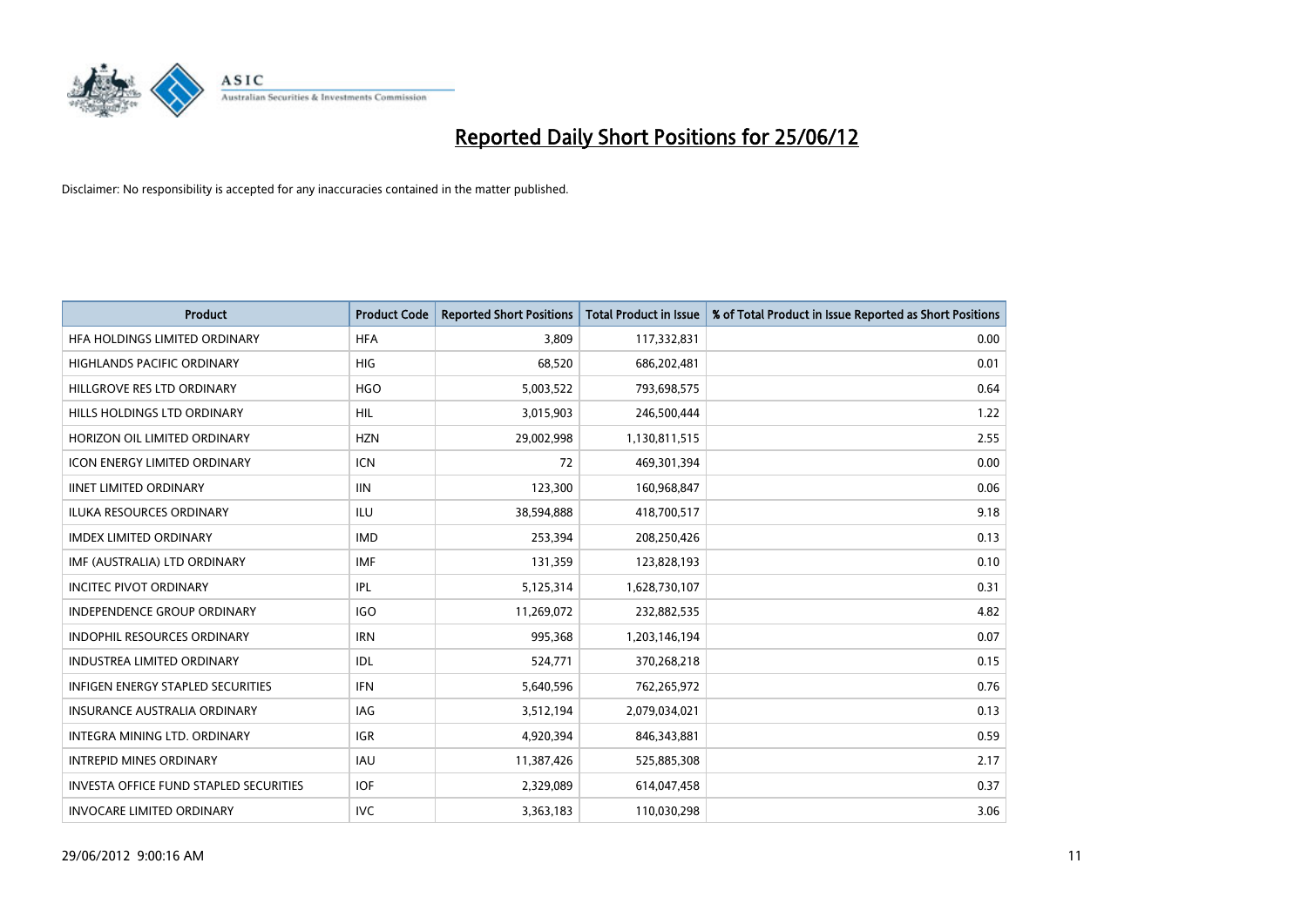# Reported Daily Short Positions for 25/06/12

Disclaimer: No responsibility is accepted for any inaccuracies contained in the matter published.

| Product | Product Code | Reported Short Positions | Total Product in Issue | % of Total Product in Issue Reported as Short Positions |
|---|---|---|---|---|
| HFA HOLDINGS LIMITED ORDINARY | HFA | 3,809 | 117,332,831 | 0.00 |
| HIGHLANDS PACIFIC ORDINARY | HIG | 68,520 | 686,202,481 | 0.01 |
| HILLGROVE RES LTD ORDINARY | HGO | 5,003,522 | 793,698,575 | 0.64 |
| HILLS HOLDINGS LTD ORDINARY | HIL | 3,015,903 | 246,500,444 | 1.22 |
| HORIZON OIL LIMITED ORDINARY | HZN | 29,002,998 | 1,130,811,515 | 2.55 |
| ICON ENERGY LIMITED ORDINARY | ICN | 72 | 469,301,394 | 0.00 |
| IINET LIMITED ORDINARY | IIN | 123,300 | 160,968,847 | 0.06 |
| ILUKA RESOURCES ORDINARY | ILU | 38,594,888 | 418,700,517 | 9.18 |
| IMDEX LIMITED ORDINARY | IMD | 253,394 | 208,250,426 | 0.13 |
| IMF (AUSTRALIA) LTD ORDINARY | IMF | 131,359 | 123,828,193 | 0.10 |
| INCITEC PIVOT ORDINARY | IPL | 5,125,314 | 1,628,730,107 | 0.31 |
| INDEPENDENCE GROUP ORDINARY | IGO | 11,269,072 | 232,882,535 | 4.82 |
| INDOPHIL RESOURCES ORDINARY | IRN | 995,368 | 1,203,146,194 | 0.07 |
| INDUSTREA LIMITED ORDINARY | IDL | 524,771 | 370,268,218 | 0.15 |
| INFIGEN ENERGY STAPLED SECURITIES | IFN | 5,640,596 | 762,265,972 | 0.76 |
| INSURANCE AUSTRALIA ORDINARY | IAG | 3,512,194 | 2,079,034,021 | 0.13 |
| INTEGRA MINING LTD. ORDINARY | IGR | 4,920,394 | 846,343,881 | 0.59 |
| INTREPID MINES ORDINARY | IAU | 11,387,426 | 525,885,308 | 2.17 |
| INVESTA OFFICE FUND STAPLED SECURITIES | IOF | 2,329,089 | 614,047,458 | 0.37 |
| INVOCARE LIMITED ORDINARY | IVC | 3,363,183 | 110,030,298 | 3.06 |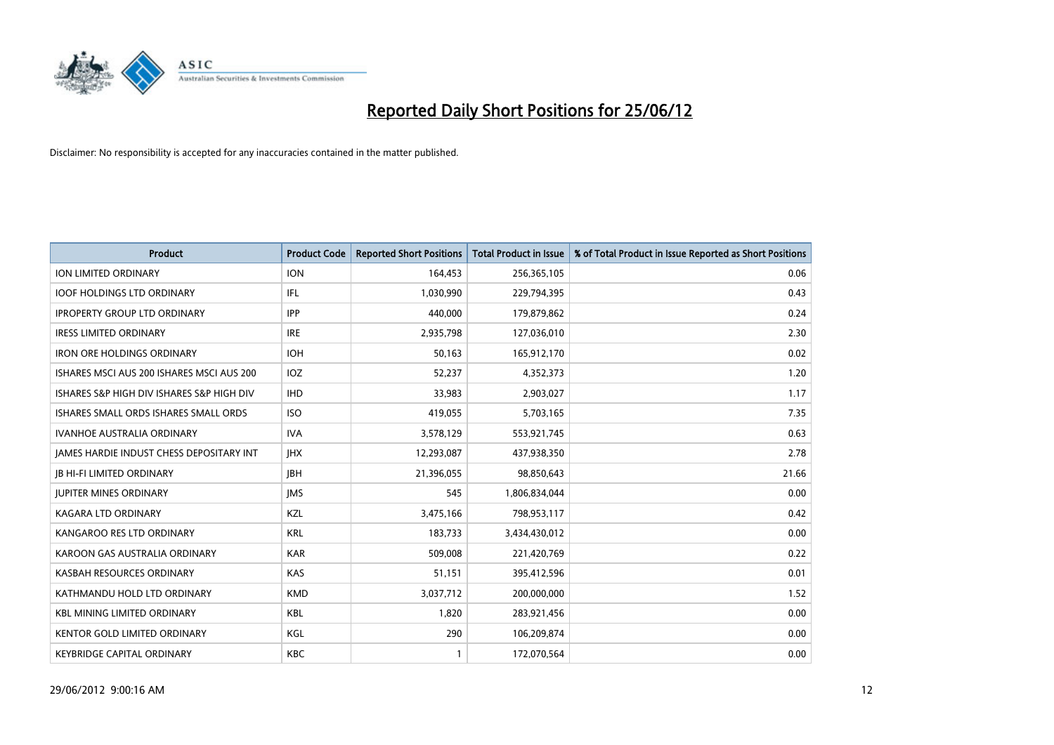# Reported Daily Short Positions for 25/06/12

Disclaimer: No responsibility is accepted for any inaccuracies contained in the matter published.

| Product | Product Code | Reported Short Positions | Total Product in Issue | % of Total Product in Issue Reported as Short Positions |
|---|---|---|---|---|
| ION LIMITED ORDINARY | ION | 164,453 | 256,365,105 | 0.06 |
| IOOF HOLDINGS LTD ORDINARY | IFL | 1,030,990 | 229,794,395 | 0.43 |
| IPROPERTY GROUP LTD ORDINARY | IPP | 440,000 | 179,879,862 | 0.24 |
| IRESS LIMITED ORDINARY | IRE | 2,935,798 | 127,036,010 | 2.30 |
| IRON ORE HOLDINGS ORDINARY | IOH | 50,163 | 165,912,170 | 0.02 |
| ISHARES MSCI AUS 200 ISHARES MSCI AUS 200 | IOZ | 52,237 | 4,352,373 | 1.20 |
| ISHARES S&P HIGH DIV ISHARES S&P HIGH DIV | IHD | 33,983 | 2,903,027 | 1.17 |
| ISHARES SMALL ORDS ISHARES SMALL ORDS | ISO | 419,055 | 5,703,165 | 7.35 |
| IVANHOE AUSTRALIA ORDINARY | IVA | 3,578,129 | 553,921,745 | 0.63 |
| JAMES HARDIE INDUST CHESS DEPOSITARY INT | JHX | 12,293,087 | 437,938,350 | 2.78 |
| JB HI-FI LIMITED ORDINARY | JBH | 21,396,055 | 98,850,643 | 21.66 |
| JUPITER MINES ORDINARY | JMS | 545 | 1,806,834,044 | 0.00 |
| KAGARA LTD ORDINARY | KZL | 3,475,166 | 798,953,117 | 0.42 |
| KANGAROO RES LTD ORDINARY | KRL | 183,733 | 3,434,430,012 | 0.00 |
| KAROON GAS AUSTRALIA ORDINARY | KAR | 509,008 | 221,420,769 | 0.22 |
| KASBAH RESOURCES ORDINARY | KAS | 51,151 | 395,412,596 | 0.01 |
| KATHMANDU HOLD LTD ORDINARY | KMD | 3,037,712 | 200,000,000 | 1.52 |
| KBL MINING LIMITED ORDINARY | KBL | 1,820 | 283,921,456 | 0.00 |
| KENTOR GOLD LIMITED ORDINARY | KGL | 290 | 106,209,874 | 0.00 |
| KEYBRIDGE CAPITAL ORDINARY | KBC | 1 | 172,070,564 | 0.00 |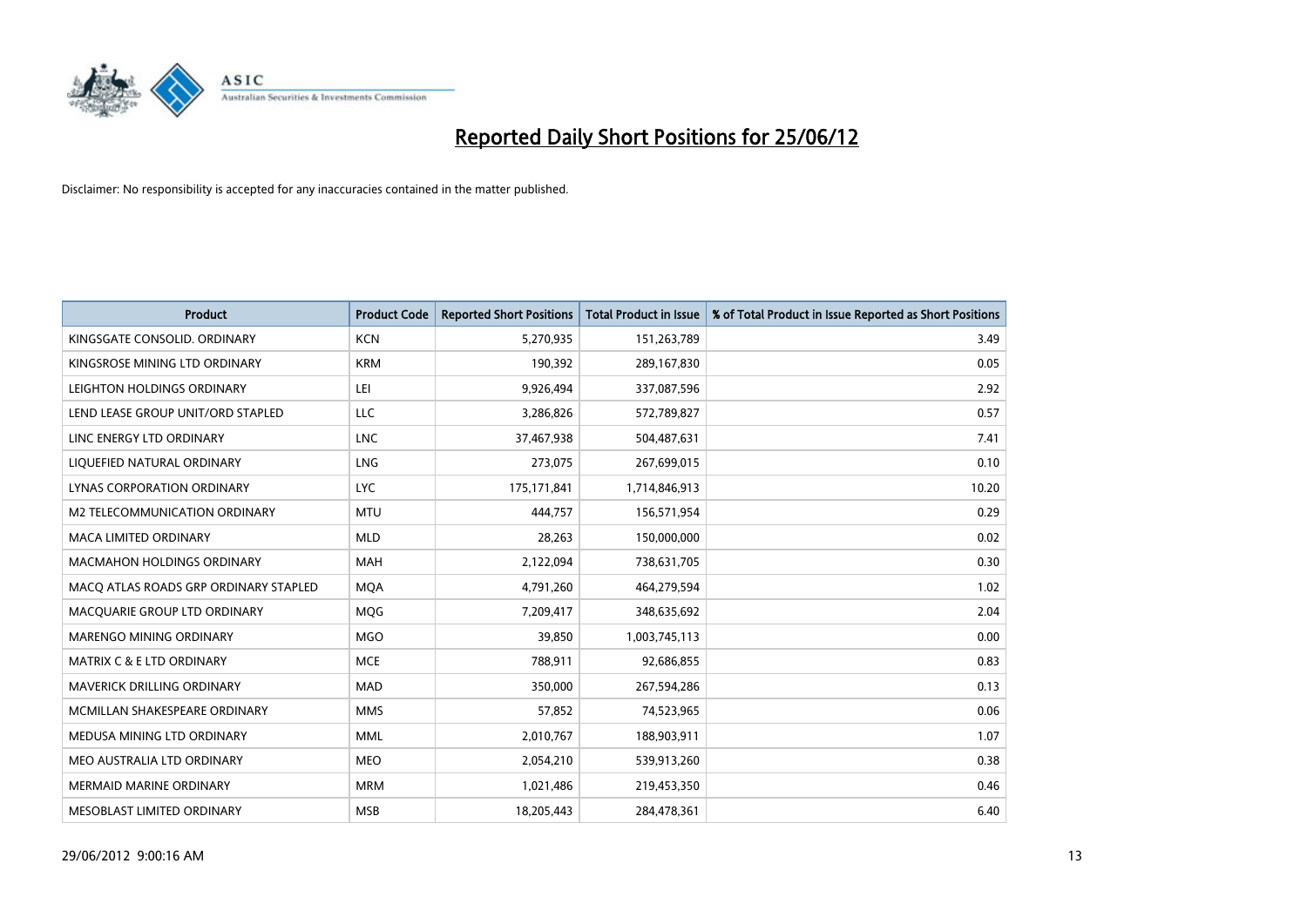# Reported Daily Short Positions for 25/06/12

Disclaimer: No responsibility is accepted for any inaccuracies contained in the matter published.

| Product | Product Code | Reported Short Positions | Total Product in Issue | % of Total Product in Issue Reported as Short Positions |
|---|---|---|---|---|
| KINGSGATE CONSOLID. ORDINARY | KCN | 5,270,935 | 151,263,789 | 3.49 |
| KINGSROSE MINING LTD ORDINARY | KRM | 190,392 | 289,167,830 | 0.05 |
| LEIGHTON HOLDINGS ORDINARY | LEI | 9,926,494 | 337,087,596 | 2.92 |
| LEND LEASE GROUP UNIT/ORD STAPLED | LLC | 3,286,826 | 572,789,827 | 0.57 |
| LINC ENERGY LTD ORDINARY | LNC | 37,467,938 | 504,487,631 | 7.41 |
| LIQUEFIED NATURAL ORDINARY | LNG | 273,075 | 267,699,015 | 0.10 |
| LYNAS CORPORATION ORDINARY | LYC | 175,171,841 | 1,714,846,913 | 10.20 |
| M2 TELECOMMUNICATION ORDINARY | MTU | 444,757 | 156,571,954 | 0.29 |
| MACA LIMITED ORDINARY | MLD | 28,263 | 150,000,000 | 0.02 |
| MACMAHON HOLDINGS ORDINARY | MAH | 2,122,094 | 738,631,705 | 0.30 |
| MACQ ATLAS ROADS GRP ORDINARY STAPLED | MQA | 4,791,260 | 464,279,594 | 1.02 |
| MACQUARIE GROUP LTD ORDINARY | MQG | 7,209,417 | 348,635,692 | 2.04 |
| MARENGO MINING ORDINARY | MGO | 39,850 | 1,003,745,113 | 0.00 |
| MATRIX C & E LTD ORDINARY | MCE | 788,911 | 92,686,855 | 0.83 |
| MAVERICK DRILLING ORDINARY | MAD | 350,000 | 267,594,286 | 0.13 |
| MCMILLAN SHAKESPEARE ORDINARY | MMS | 57,852 | 74,523,965 | 0.06 |
| MEDUSA MINING LTD ORDINARY | MML | 2,010,767 | 188,903,911 | 1.07 |
| MEO AUSTRALIA LTD ORDINARY | MEO | 2,054,210 | 539,913,260 | 0.38 |
| MERMAID MARINE ORDINARY | MRM | 1,021,486 | 219,453,350 | 0.46 |
| MESOBLAST LIMITED ORDINARY | MSB | 18,205,443 | 284,478,361 | 6.40 |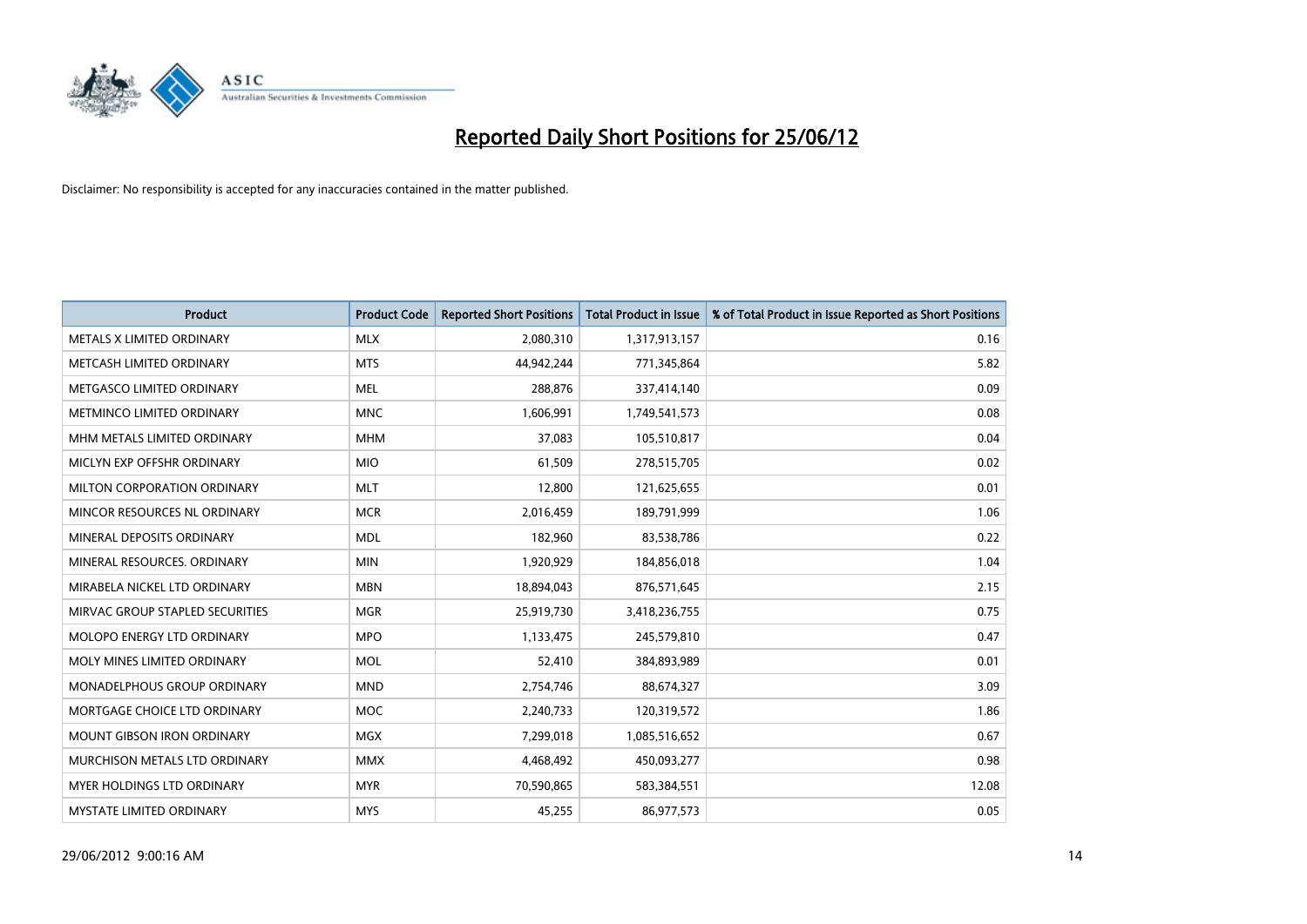# Reported Daily Short Positions for 25/06/12

Disclaimer: No responsibility is accepted for any inaccuracies contained in the matter published.

| Product | Product Code | Reported Short Positions | Total Product in Issue | % of Total Product in Issue Reported as Short Positions |
|---|---|---|---|---|
| METALS X LIMITED ORDINARY | MLX | 2,080,310 | 1,317,913,157 | 0.16 |
| METCASH LIMITED ORDINARY | MTS | 44,942,244 | 771,345,864 | 5.82 |
| METGASCO LIMITED ORDINARY | MEL | 288,876 | 337,414,140 | 0.09 |
| METMINCO LIMITED ORDINARY | MNC | 1,606,991 | 1,749,541,573 | 0.08 |
| MHM METALS LIMITED ORDINARY | MHM | 37,083 | 105,510,817 | 0.04 |
| MICLYN EXP OFFSHR ORDINARY | MIO | 61,509 | 278,515,705 | 0.02 |
| MILTON CORPORATION ORDINARY | MLT | 12,800 | 121,625,655 | 0.01 |
| MINCOR RESOURCES NL ORDINARY | MCR | 2,016,459 | 189,791,999 | 1.06 |
| MINERAL DEPOSITS ORDINARY | MDL | 182,960 | 83,538,786 | 0.22 |
| MINERAL RESOURCES. ORDINARY | MIN | 1,920,929 | 184,856,018 | 1.04 |
| MIRABELA NICKEL LTD ORDINARY | MBN | 18,894,043 | 876,571,645 | 2.15 |
| MIRVAC GROUP STAPLED SECURITIES | MGR | 25,919,730 | 3,418,236,755 | 0.75 |
| MOLOPO ENERGY LTD ORDINARY | MPO | 1,133,475 | 245,579,810 | 0.47 |
| MOLY MINES LIMITED ORDINARY | MOL | 52,410 | 384,893,989 | 0.01 |
| MONADELPHOUS GROUP ORDINARY | MND | 2,754,746 | 88,674,327 | 3.09 |
| MORTGAGE CHOICE LTD ORDINARY | MOC | 2,240,733 | 120,319,572 | 1.86 |
| MOUNT GIBSON IRON ORDINARY | MGX | 7,299,018 | 1,085,516,652 | 0.67 |
| MURCHISON METALS LTD ORDINARY | MMX | 4,468,492 | 450,093,277 | 0.98 |
| MYER HOLDINGS LTD ORDINARY | MYR | 70,590,865 | 583,384,551 | 12.08 |
| MYSTATE LIMITED ORDINARY | MYS | 45,255 | 86,977,573 | 0.05 |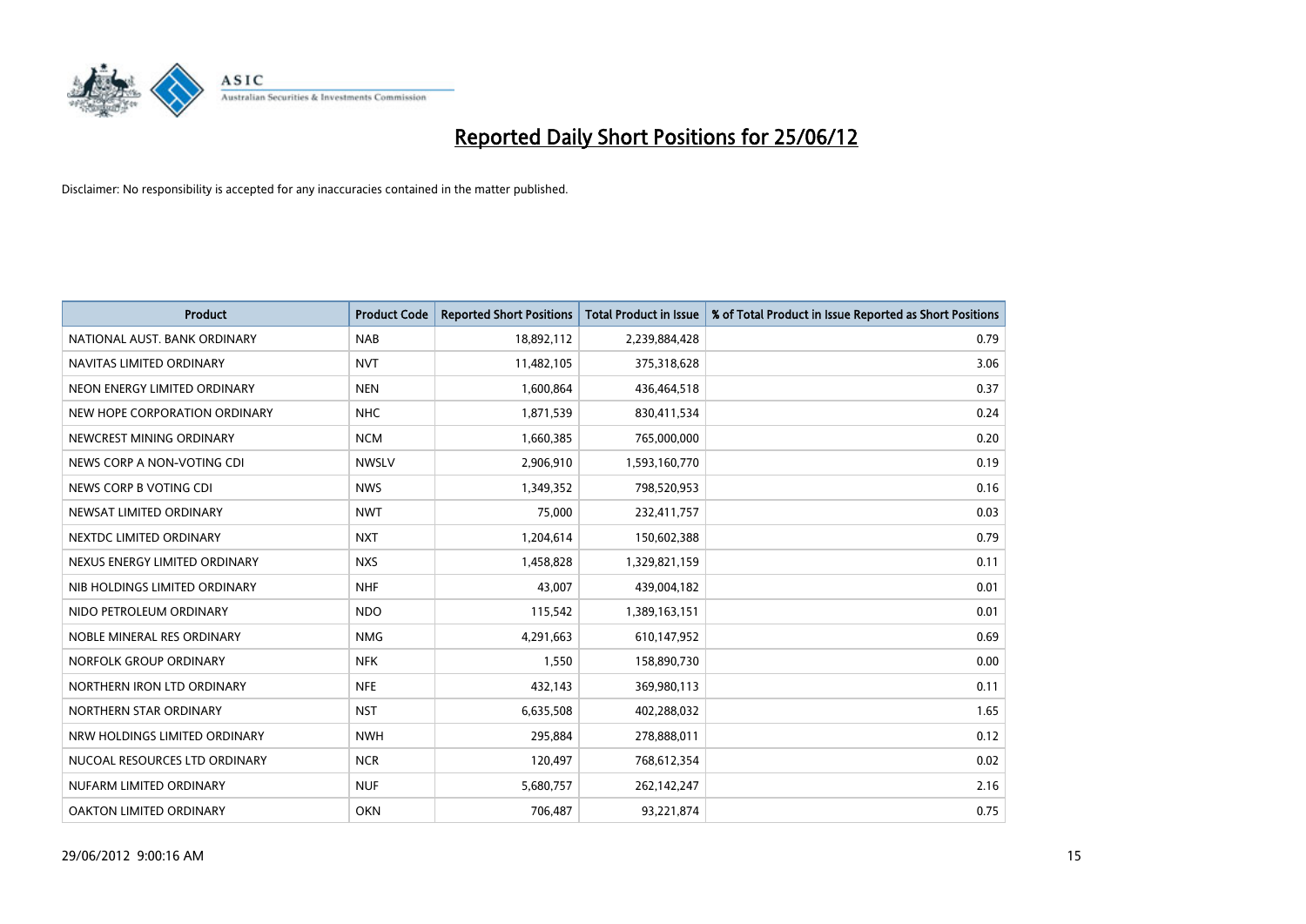# Reported Daily Short Positions for 25/06/12

Disclaimer: No responsibility is accepted for any inaccuracies contained in the matter published.

| Product | Product Code | Reported Short Positions | Total Product in Issue | % of Total Product in Issue Reported as Short Positions |
|---|---|---|---|---|
| NATIONAL AUST. BANK ORDINARY | NAB | 18,892,112 | 2,239,884,428 | 0.79 |
| NAVITAS LIMITED ORDINARY | NVT | 11,482,105 | 375,318,628 | 3.06 |
| NEON ENERGY LIMITED ORDINARY | NEN | 1,600,864 | 436,464,518 | 0.37 |
| NEW HOPE CORPORATION ORDINARY | NHC | 1,871,539 | 830,411,534 | 0.24 |
| NEWCREST MINING ORDINARY | NCM | 1,660,385 | 765,000,000 | 0.20 |
| NEWS CORP A NON-VOTING CDI | NWSLV | 2,906,910 | 1,593,160,770 | 0.19 |
| NEWS CORP B VOTING CDI | NWS | 1,349,352 | 798,520,953 | 0.16 |
| NEWSAT LIMITED ORDINARY | NWT | 75,000 | 232,411,757 | 0.03 |
| NEXTDC LIMITED ORDINARY | NXT | 1,204,614 | 150,602,388 | 0.79 |
| NEXUS ENERGY LIMITED ORDINARY | NXS | 1,458,828 | 1,329,821,159 | 0.11 |
| NIB HOLDINGS LIMITED ORDINARY | NHF | 43,007 | 439,004,182 | 0.01 |
| NIDO PETROLEUM ORDINARY | NDO | 115,542 | 1,389,163,151 | 0.01 |
| NOBLE MINERAL RES ORDINARY | NMG | 4,291,663 | 610,147,952 | 0.69 |
| NORFOLK GROUP ORDINARY | NFK | 1,550 | 158,890,730 | 0.00 |
| NORTHERN IRON LTD ORDINARY | NFE | 432,143 | 369,980,113 | 0.11 |
| NORTHERN STAR ORDINARY | NST | 6,635,508 | 402,288,032 | 1.65 |
| NRW HOLDINGS LIMITED ORDINARY | NWH | 295,884 | 278,888,011 | 0.12 |
| NUCOAL RESOURCES LTD ORDINARY | NCR | 120,497 | 768,612,354 | 0.02 |
| NUFARM LIMITED ORDINARY | NUF | 5,680,757 | 262,142,247 | 2.16 |
| OAKTON LIMITED ORDINARY | OKN | 706,487 | 93,221,874 | 0.75 |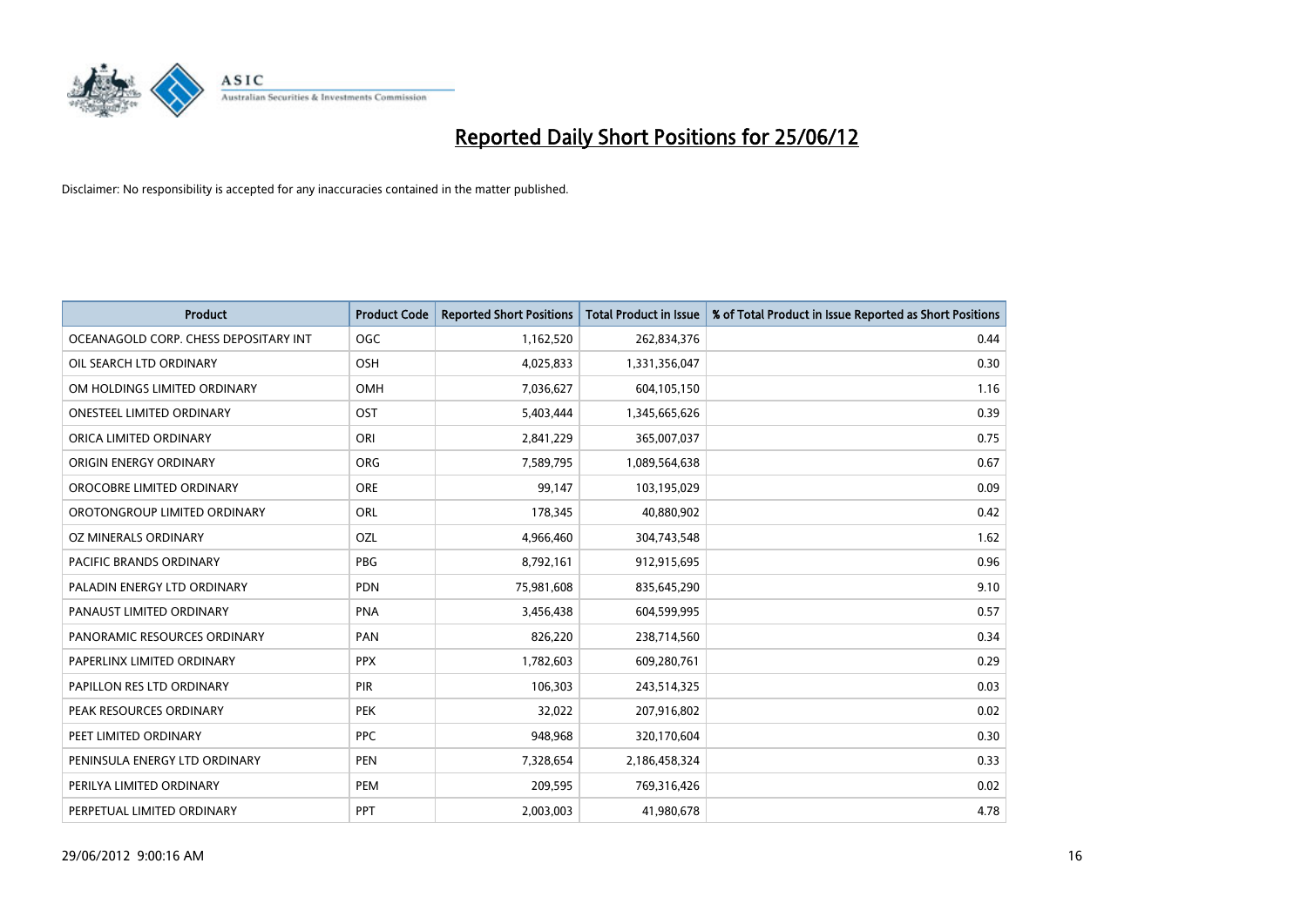# Reported Daily Short Positions for 25/06/12

Disclaimer: No responsibility is accepted for any inaccuracies contained in the matter published.

| Product | Product Code | Reported Short Positions | Total Product in Issue | % of Total Product in Issue Reported as Short Positions |
|---|---|---|---|---|
| OCEANAGOLD CORP. CHESS DEPOSITARY INT | OGC | 1,162,520 | 262,834,376 | 0.44 |
| OIL SEARCH LTD ORDINARY | OSH | 4,025,833 | 1,331,356,047 | 0.30 |
| OM HOLDINGS LIMITED ORDINARY | OMH | 7,036,627 | 604,105,150 | 1.16 |
| ONESTEEL LIMITED ORDINARY | OST | 5,403,444 | 1,345,665,626 | 0.39 |
| ORICA LIMITED ORDINARY | ORI | 2,841,229 | 365,007,037 | 0.75 |
| ORIGIN ENERGY ORDINARY | ORG | 7,589,795 | 1,089,564,638 | 0.67 |
| OROCOBRE LIMITED ORDINARY | ORE | 99,147 | 103,195,029 | 0.09 |
| OROTONGROUP LIMITED ORDINARY | ORL | 178,345 | 40,880,902 | 0.42 |
| OZ MINERALS ORDINARY | OZL | 4,966,460 | 304,743,548 | 1.62 |
| PACIFIC BRANDS ORDINARY | PBG | 8,792,161 | 912,915,695 | 0.96 |
| PALADIN ENERGY LTD ORDINARY | PDN | 75,981,608 | 835,645,290 | 9.10 |
| PANAUST LIMITED ORDINARY | PNA | 3,456,438 | 604,599,995 | 0.57 |
| PANORAMIC RESOURCES ORDINARY | PAN | 826,220 | 238,714,560 | 0.34 |
| PAPERLINX LIMITED ORDINARY | PPX | 1,782,603 | 609,280,761 | 0.29 |
| PAPILLON RES LTD ORDINARY | PIR | 106,303 | 243,514,325 | 0.03 |
| PEAK RESOURCES ORDINARY | PEK | 32,022 | 207,916,802 | 0.02 |
| PEET LIMITED ORDINARY | PPC | 948,968 | 320,170,604 | 0.30 |
| PENINSULA ENERGY LTD ORDINARY | PEN | 7,328,654 | 2,186,458,324 | 0.33 |
| PERILYA LIMITED ORDINARY | PEM | 209,595 | 769,316,426 | 0.02 |
| PERPETUAL LIMITED ORDINARY | PPT | 2,003,003 | 41,980,678 | 4.78 |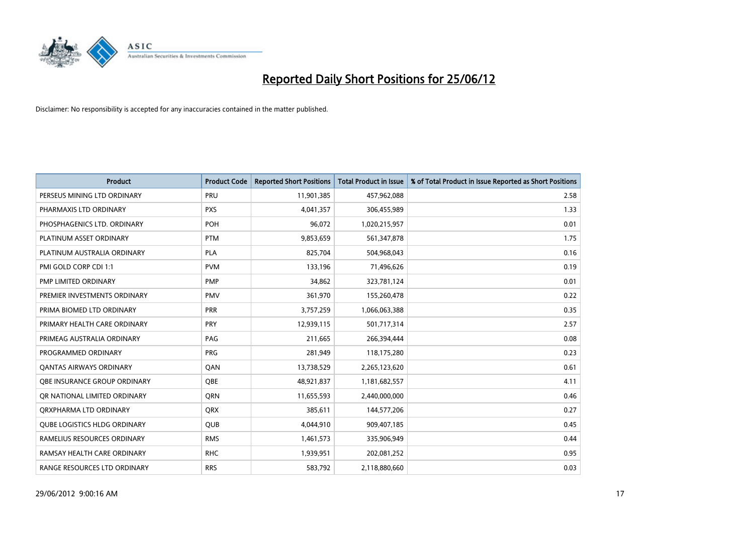# Reported Daily Short Positions for 25/06/12

Disclaimer: No responsibility is accepted for any inaccuracies contained in the matter published.

| Product | Product Code | Reported Short Positions | Total Product in Issue | % of Total Product in Issue Reported as Short Positions |
|---|---|---|---|---|
| PERSEUS MINING LTD ORDINARY | PRU | 11,901,385 | 457,962,088 | 2.58 |
| PHARMAXIS LTD ORDINARY | PXS | 4,041,357 | 306,455,989 | 1.33 |
| PHOSPHAGENICS LTD. ORDINARY | POH | 96,072 | 1,020,215,957 | 0.01 |
| PLATINUM ASSET ORDINARY | PTM | 9,853,659 | 561,347,878 | 1.75 |
| PLATINUM AUSTRALIA ORDINARY | PLA | 825,704 | 504,968,043 | 0.16 |
| PMI GOLD CORP CDI 1:1 | PVM | 133,196 | 71,496,626 | 0.19 |
| PMP LIMITED ORDINARY | PMP | 34,862 | 323,781,124 | 0.01 |
| PREMIER INVESTMENTS ORDINARY | PMV | 361,970 | 155,260,478 | 0.22 |
| PRIMA BIOMED LTD ORDINARY | PRR | 3,757,259 | 1,066,063,388 | 0.35 |
| PRIMARY HEALTH CARE ORDINARY | PRY | 12,939,115 | 501,717,314 | 2.57 |
| PRIMEAG AUSTRALIA ORDINARY | PAG | 211,665 | 266,394,444 | 0.08 |
| PROGRAMMED ORDINARY | PRG | 281,949 | 118,175,280 | 0.23 |
| QANTAS AIRWAYS ORDINARY | QAN | 13,738,529 | 2,265,123,620 | 0.61 |
| QBE INSURANCE GROUP ORDINARY | QBE | 48,921,837 | 1,181,682,557 | 4.11 |
| QR NATIONAL LIMITED ORDINARY | QRN | 11,655,593 | 2,440,000,000 | 0.46 |
| QRXPHARMA LTD ORDINARY | QRX | 385,611 | 144,577,206 | 0.27 |
| QUBE LOGISTICS HLDG ORDINARY | QUB | 4,044,910 | 909,407,185 | 0.45 |
| RAMELIUS RESOURCES ORDINARY | RMS | 1,461,573 | 335,906,949 | 0.44 |
| RAMSAY HEALTH CARE ORDINARY | RHC | 1,939,951 | 202,081,252 | 0.95 |
| RANGE RESOURCES LTD ORDINARY | RRS | 583,792 | 2,118,880,660 | 0.03 |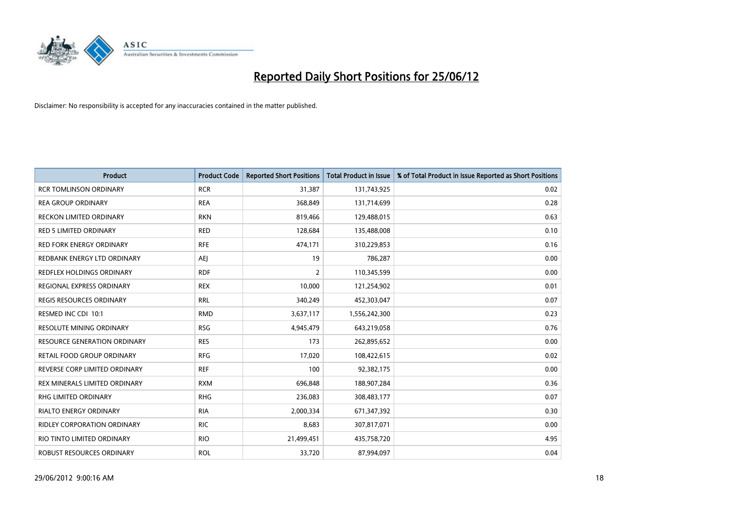# Reported Daily Short Positions for 25/06/12

Disclaimer: No responsibility is accepted for any inaccuracies contained in the matter published.

| Product | Product Code | Reported Short Positions | Total Product in Issue | % of Total Product in Issue Reported as Short Positions |
|---|---|---|---|---|
| RCR TOMLINSON ORDINARY | RCR | 31,387 | 131,743,925 | 0.02 |
| REA GROUP ORDINARY | REA | 368,849 | 131,714,699 | 0.28 |
| RECKON LIMITED ORDINARY | RKN | 819,466 | 129,488,015 | 0.63 |
| RED 5 LIMITED ORDINARY | RED | 128,684 | 135,488,008 | 0.10 |
| RED FORK ENERGY ORDINARY | RFE | 474,171 | 310,229,853 | 0.16 |
| REDBANK ENERGY LTD ORDINARY | AEJ | 19 | 786,287 | 0.00 |
| REDFLEX HOLDINGS ORDINARY | RDF | 2 | 110,345,599 | 0.00 |
| REGIONAL EXPRESS ORDINARY | REX | 10,000 | 121,254,902 | 0.01 |
| REGIS RESOURCES ORDINARY | RRL | 340,249 | 452,303,047 | 0.07 |
| RESMED INC CDI 10:1 | RMD | 3,637,117 | 1,556,242,300 | 0.23 |
| RESOLUTE MINING ORDINARY | RSG | 4,945,479 | 643,219,058 | 0.76 |
| RESOURCE GENERATION ORDINARY | RES | 173 | 262,895,652 | 0.00 |
| RETAIL FOOD GROUP ORDINARY | RFG | 17,020 | 108,422,615 | 0.02 |
| REVERSE CORP LIMITED ORDINARY | REF | 100 | 92,382,175 | 0.00 |
| REX MINERALS LIMITED ORDINARY | RXM | 696,848 | 188,907,284 | 0.36 |
| RHG LIMITED ORDINARY | RHG | 236,083 | 308,483,177 | 0.07 |
| RIALTO ENERGY ORDINARY | RIA | 2,000,334 | 671,347,392 | 0.30 |
| RIDLEY CORPORATION ORDINARY | RIC | 8,683 | 307,817,071 | 0.00 |
| RIO TINTO LIMITED ORDINARY | RIO | 21,499,451 | 435,758,720 | 4.95 |
| ROBUST RESOURCES ORDINARY | ROL | 33,720 | 87,994,097 | 0.04 |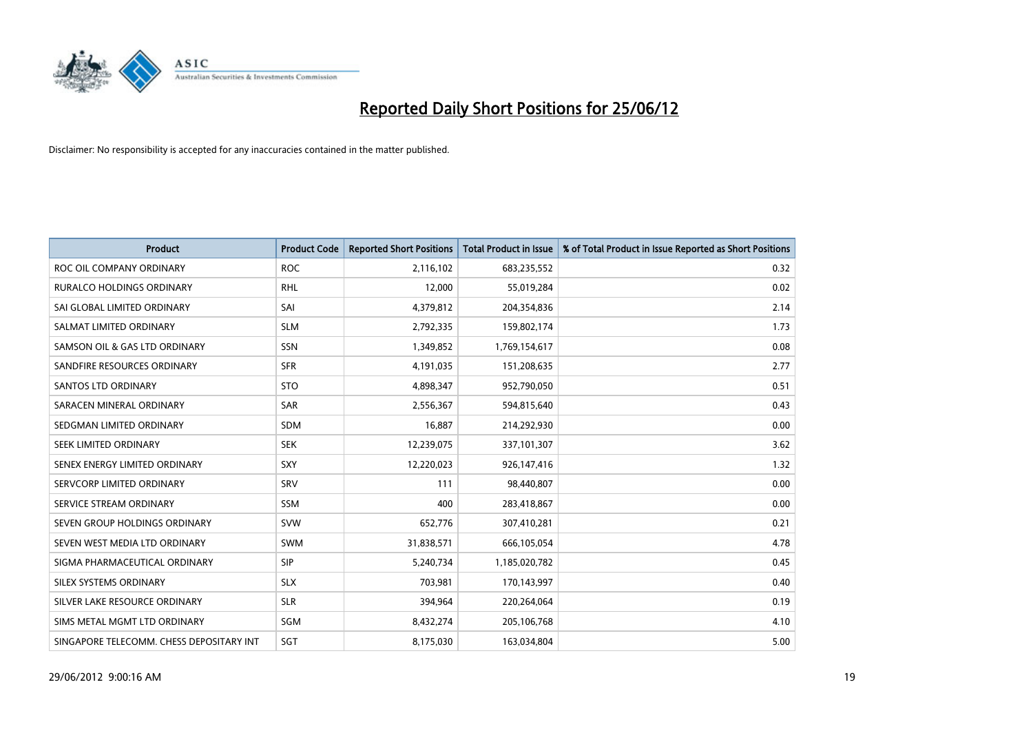# Reported Daily Short Positions for 25/06/12

Disclaimer: No responsibility is accepted for any inaccuracies contained in the matter published.

| Product | Product Code | Reported Short Positions | Total Product in Issue | % of Total Product in Issue Reported as Short Positions |
|---|---|---|---|---|
| ROC OIL COMPANY ORDINARY | ROC | 2,116,102 | 683,235,552 | 0.32 |
| RURALCO HOLDINGS ORDINARY | RHL | 12,000 | 55,019,284 | 0.02 |
| SAI GLOBAL LIMITED ORDINARY | SAI | 4,379,812 | 204,354,836 | 2.14 |
| SALMAT LIMITED ORDINARY | SLM | 2,792,335 | 159,802,174 | 1.73 |
| SAMSON OIL & GAS LTD ORDINARY | SSN | 1,349,852 | 1,769,154,617 | 0.08 |
| SANDFIRE RESOURCES ORDINARY | SFR | 4,191,035 | 151,208,635 | 2.77 |
| SANTOS LTD ORDINARY | STO | 4,898,347 | 952,790,050 | 0.51 |
| SARACEN MINERAL ORDINARY | SAR | 2,556,367 | 594,815,640 | 0.43 |
| SEDGMAN LIMITED ORDINARY | SDM | 16,887 | 214,292,930 | 0.00 |
| SEEK LIMITED ORDINARY | SEK | 12,239,075 | 337,101,307 | 3.62 |
| SENEX ENERGY LIMITED ORDINARY | SXY | 12,220,023 | 926,147,416 | 1.32 |
| SERVCORP LIMITED ORDINARY | SRV | 111 | 98,440,807 | 0.00 |
| SERVICE STREAM ORDINARY | SSM | 400 | 283,418,867 | 0.00 |
| SEVEN GROUP HOLDINGS ORDINARY | SVW | 652,776 | 307,410,281 | 0.21 |
| SEVEN WEST MEDIA LTD ORDINARY | SWM | 31,838,571 | 666,105,054 | 4.78 |
| SIGMA PHARMACEUTICAL ORDINARY | SIP | 5,240,734 | 1,185,020,782 | 0.45 |
| SILEX SYSTEMS ORDINARY | SLX | 703,981 | 170,143,997 | 0.40 |
| SILVER LAKE RESOURCE ORDINARY | SLR | 394,964 | 220,264,064 | 0.19 |
| SIMS METAL MGMT LTD ORDINARY | SGM | 8,432,274 | 205,106,768 | 4.10 |
| SINGAPORE TELECOMM. CHESS DEPOSITARY INT | SGT | 8,175,030 | 163,034,804 | 5.00 |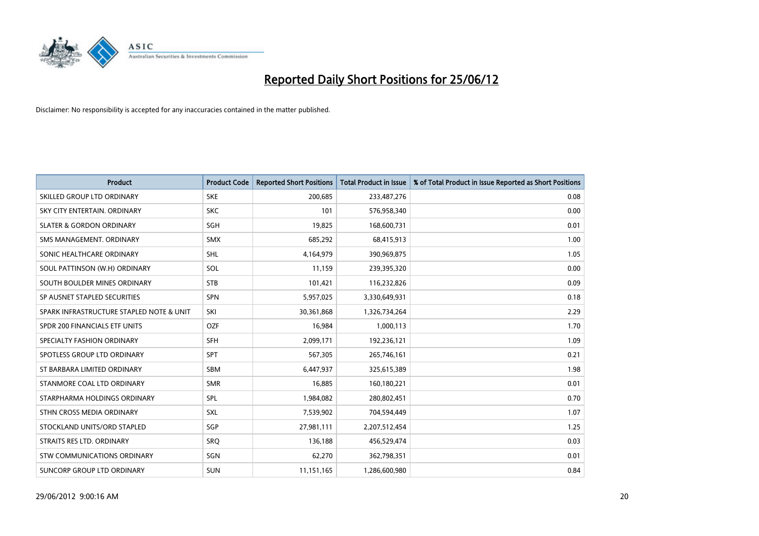# Reported Daily Short Positions for 25/06/12

Disclaimer: No responsibility is accepted for any inaccuracies contained in the matter published.

| Product | Product Code | Reported Short Positions | Total Product in Issue | % of Total Product in Issue Reported as Short Positions |
|---|---|---|---|---|
| SKILLED GROUP LTD ORDINARY | SKE | 200,685 | 233,487,276 | 0.08 |
| SKY CITY ENTERTAIN. ORDINARY | SKC | 101 | 576,958,340 | 0.00 |
| SLATER & GORDON ORDINARY | SGH | 19,825 | 168,600,731 | 0.01 |
| SMS MANAGEMENT. ORDINARY | SMX | 685,292 | 68,415,913 | 1.00 |
| SONIC HEALTHCARE ORDINARY | SHL | 4,164,979 | 390,969,875 | 1.05 |
| SOUL PATTINSON (W.H) ORDINARY | SOL | 11,159 | 239,395,320 | 0.00 |
| SOUTH BOULDER MINES ORDINARY | STB | 101,421 | 116,232,826 | 0.09 |
| SP AUSNET STAPLED SECURITIES | SPN | 5,957,025 | 3,330,649,931 | 0.18 |
| SPARK INFRASTRUCTURE STAPLED NOTE & UNIT | SKI | 30,361,868 | 1,326,734,264 | 2.29 |
| SPDR 200 FINANCIALS ETF UNITS | OZF | 16,984 | 1,000,113 | 1.70 |
| SPECIALTY FASHION ORDINARY | SFH | 2,099,171 | 192,236,121 | 1.09 |
| SPOTLESS GROUP LTD ORDINARY | SPT | 567,305 | 265,746,161 | 0.21 |
| ST BARBARA LIMITED ORDINARY | SBM | 6,447,937 | 325,615,389 | 1.98 |
| STANMORE COAL LTD ORDINARY | SMR | 16,885 | 160,180,221 | 0.01 |
| STARPHARMA HOLDINGS ORDINARY | SPL | 1,984,082 | 280,802,451 | 0.70 |
| STHN CROSS MEDIA ORDINARY | SXL | 7,539,902 | 704,594,449 | 1.07 |
| STOCKLAND UNITS/ORD STAPLED | SGP | 27,981,111 | 2,207,512,454 | 1.25 |
| STRAITS RES LTD. ORDINARY | SRQ | 136,188 | 456,529,474 | 0.03 |
| STW COMMUNICATIONS ORDINARY | SGN | 62,270 | 362,798,351 | 0.01 |
| SUNCORP GROUP LTD ORDINARY | SUN | 11,151,165 | 1,286,600,980 | 0.84 |

29/06/2012 9:00:16 AM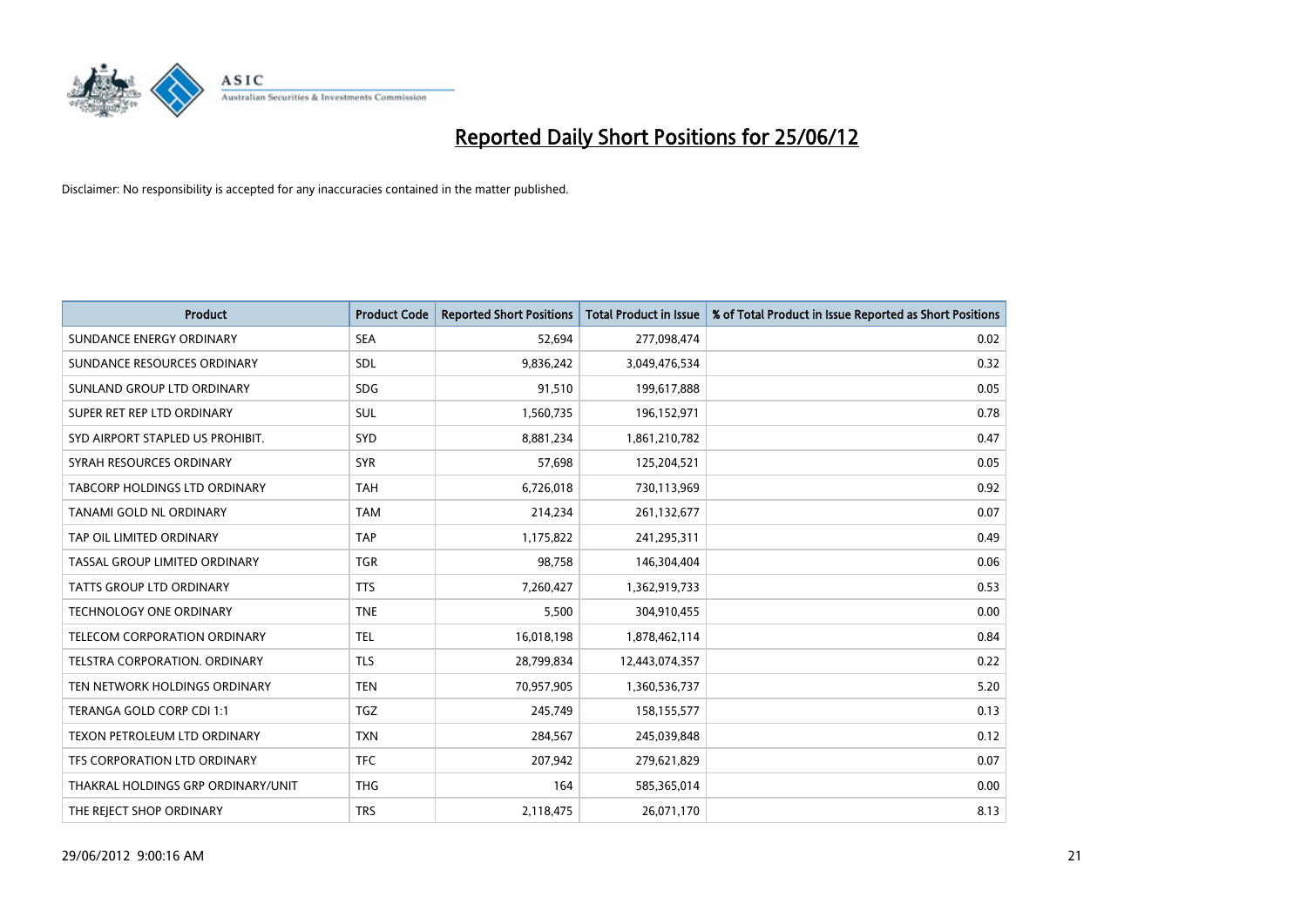# Reported Daily Short Positions for 25/06/12

Disclaimer: No responsibility is accepted for any inaccuracies contained in the matter published.

| Product | Product Code | Reported Short Positions | Total Product in Issue | % of Total Product in Issue Reported as Short Positions |
|---|---|---|---|---|
| SUNDANCE ENERGY ORDINARY | SEA | 52,694 | 277,098,474 | 0.02 |
| SUNDANCE RESOURCES ORDINARY | SDL | 9,836,242 | 3,049,476,534 | 0.32 |
| SUNLAND GROUP LTD ORDINARY | SDG | 91,510 | 199,617,888 | 0.05 |
| SUPER RET REP LTD ORDINARY | SUL | 1,560,735 | 196,152,971 | 0.78 |
| SYD AIRPORT STAPLED US PROHIBIT. | SYD | 8,881,234 | 1,861,210,782 | 0.47 |
| SYRAH RESOURCES ORDINARY | SYR | 57,698 | 125,204,521 | 0.05 |
| TABCORP HOLDINGS LTD ORDINARY | TAH | 6,726,018 | 730,113,969 | 0.92 |
| TANAMI GOLD NL ORDINARY | TAM | 214,234 | 261,132,677 | 0.07 |
| TAP OIL LIMITED ORDINARY | TAP | 1,175,822 | 241,295,311 | 0.49 |
| TASSAL GROUP LIMITED ORDINARY | TGR | 98,758 | 146,304,404 | 0.06 |
| TATTS GROUP LTD ORDINARY | TTS | 7,260,427 | 1,362,919,733 | 0.53 |
| TECHNOLOGY ONE ORDINARY | TNE | 5,500 | 304,910,455 | 0.00 |
| TELECOM CORPORATION ORDINARY | TEL | 16,018,198 | 1,878,462,114 | 0.84 |
| TELSTRA CORPORATION. ORDINARY | TLS | 28,799,834 | 12,443,074,357 | 0.22 |
| TEN NETWORK HOLDINGS ORDINARY | TEN | 70,957,905 | 1,360,536,737 | 5.20 |
| TERANGA GOLD CORP CDI 1:1 | TGZ | 245,749 | 158,155,577 | 0.13 |
| TEXON PETROLEUM LTD ORDINARY | TXN | 284,567 | 245,039,848 | 0.12 |
| TFS CORPORATION LTD ORDINARY | TFC | 207,942 | 279,621,829 | 0.07 |
| THAKRAL HOLDINGS GRP ORDINARY/UNIT | THG | 164 | 585,365,014 | 0.00 |
| THE REJECT SHOP ORDINARY | TRS | 2,118,475 | 26,071,170 | 8.13 |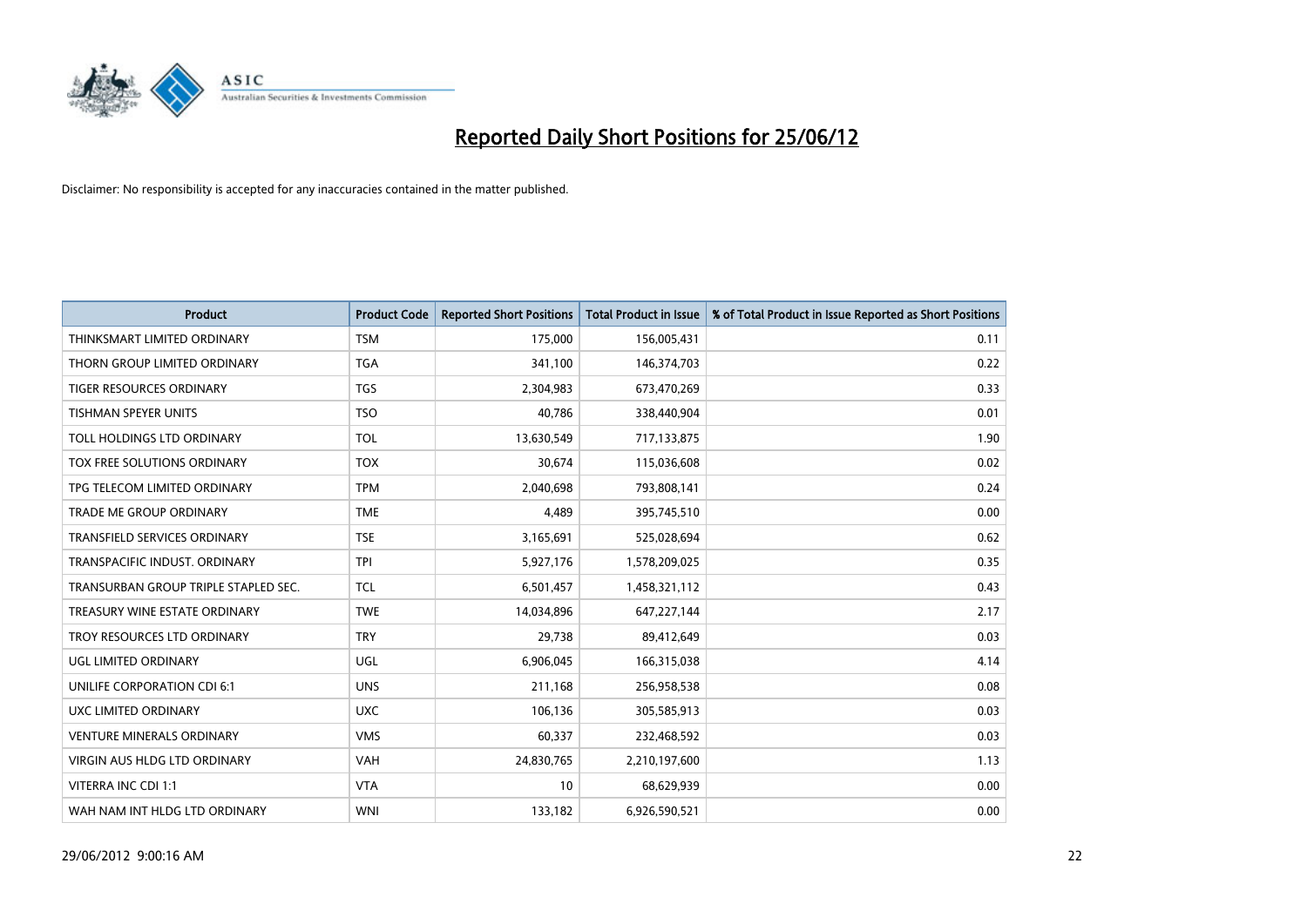# Reported Daily Short Positions for 25/06/12

Disclaimer: No responsibility is accepted for any inaccuracies contained in the matter published.

| Product | Product Code | Reported Short Positions | Total Product in Issue | % of Total Product in Issue Reported as Short Positions |
|---|---|---|---|---|
| THINKSMART LIMITED ORDINARY | TSM | 175,000 | 156,005,431 | 0.11 |
| THORN GROUP LIMITED ORDINARY | TGA | 341,100 | 146,374,703 | 0.22 |
| TIGER RESOURCES ORDINARY | TGS | 2,304,983 | 673,470,269 | 0.33 |
| TISHMAN SPEYER UNITS | TSO | 40,786 | 338,440,904 | 0.01 |
| TOLL HOLDINGS LTD ORDINARY | TOL | 13,630,549 | 717,133,875 | 1.90 |
| TOX FREE SOLUTIONS ORDINARY | TOX | 30,674 | 115,036,608 | 0.02 |
| TPG TELECOM LIMITED ORDINARY | TPM | 2,040,698 | 793,808,141 | 0.24 |
| TRADE ME GROUP ORDINARY | TME | 4,489 | 395,745,510 | 0.00 |
| TRANSFIELD SERVICES ORDINARY | TSE | 3,165,691 | 525,028,694 | 0.62 |
| TRANSPACIFIC INDUST. ORDINARY | TPI | 5,927,176 | 1,578,209,025 | 0.35 |
| TRANSURBAN GROUP TRIPLE STAPLED SEC. | TCL | 6,501,457 | 1,458,321,112 | 0.43 |
| TREASURY WINE ESTATE ORDINARY | TWE | 14,034,896 | 647,227,144 | 2.17 |
| TROY RESOURCES LTD ORDINARY | TRY | 29,738 | 89,412,649 | 0.03 |
| UGL LIMITED ORDINARY | UGL | 6,906,045 | 166,315,038 | 4.14 |
| UNILIFE CORPORATION CDI 6:1 | UNS | 211,168 | 256,958,538 | 0.08 |
| UXC LIMITED ORDINARY | UXC | 106,136 | 305,585,913 | 0.03 |
| VENTURE MINERALS ORDINARY | VMS | 60,337 | 232,468,592 | 0.03 |
| VIRGIN AUS HLDG LTD ORDINARY | VAH | 24,830,765 | 2,210,197,600 | 1.13 |
| VITERRA INC CDI 1:1 | VTA | 10 | 68,629,939 | 0.00 |
| WAH NAM INT HLDG LTD ORDINARY | WNI | 133,182 | 6,926,590,521 | 0.00 |

29/06/2012 9:00:16 AM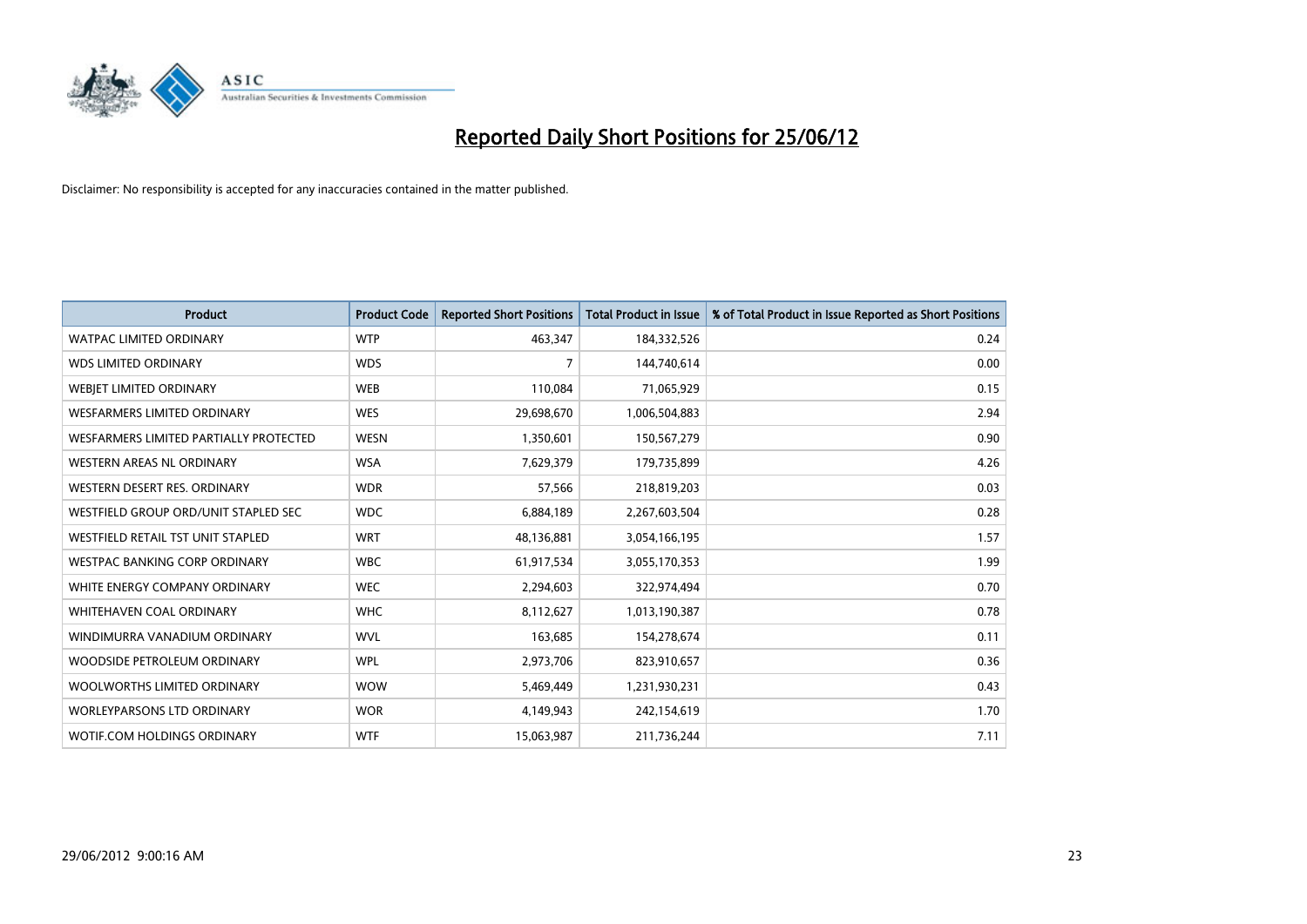# Reported Daily Short Positions for 25/06/12

Disclaimer: No responsibility is accepted for any inaccuracies contained in the matter published.

| Product | Product Code | Reported Short Positions | Total Product in Issue | % of Total Product in Issue Reported as Short Positions |
|---|---|---|---|---|
| WATPAC LIMITED ORDINARY | WTP | 463,347 | 184,332,526 | 0.24 |
| WDS LIMITED ORDINARY | WDS | 7 | 144,740,614 | 0.00 |
| WEBJET LIMITED ORDINARY | WEB | 110,084 | 71,065,929 | 0.15 |
| WESFARMERS LIMITED ORDINARY | WES | 29,698,670 | 1,006,504,883 | 2.94 |
| WESFARMERS LIMITED PARTIALLY PROTECTED | WESN | 1,350,601 | 150,567,279 | 0.90 |
| WESTERN AREAS NL ORDINARY | WSA | 7,629,379 | 179,735,899 | 4.26 |
| WESTERN DESERT RES. ORDINARY | WDR | 57,566 | 218,819,203 | 0.03 |
| WESTFIELD GROUP ORD/UNIT STAPLED SEC | WDC | 6,884,189 | 2,267,603,504 | 0.28 |
| WESTFIELD RETAIL TST UNIT STAPLED | WRT | 48,136,881 | 3,054,166,195 | 1.57 |
| WESTPAC BANKING CORP ORDINARY | WBC | 61,917,534 | 3,055,170,353 | 1.99 |
| WHITE ENERGY COMPANY ORDINARY | WEC | 2,294,603 | 322,974,494 | 0.70 |
| WHITEHAVEN COAL ORDINARY | WHC | 8,112,627 | 1,013,190,387 | 0.78 |
| WINDIMURRA VANADIUM ORDINARY | WVL | 163,685 | 154,278,674 | 0.11 |
| WOODSIDE PETROLEUM ORDINARY | WPL | 2,973,706 | 823,910,657 | 0.36 |
| WOOLWORTHS LIMITED ORDINARY | WOW | 5,469,449 | 1,231,930,231 | 0.43 |
| WORLEYPARSONS LTD ORDINARY | WOR | 4,149,943 | 242,154,619 | 1.70 |
| WOTIF.COM HOLDINGS ORDINARY | WTF | 15,063,987 | 211,736,244 | 7.11 |